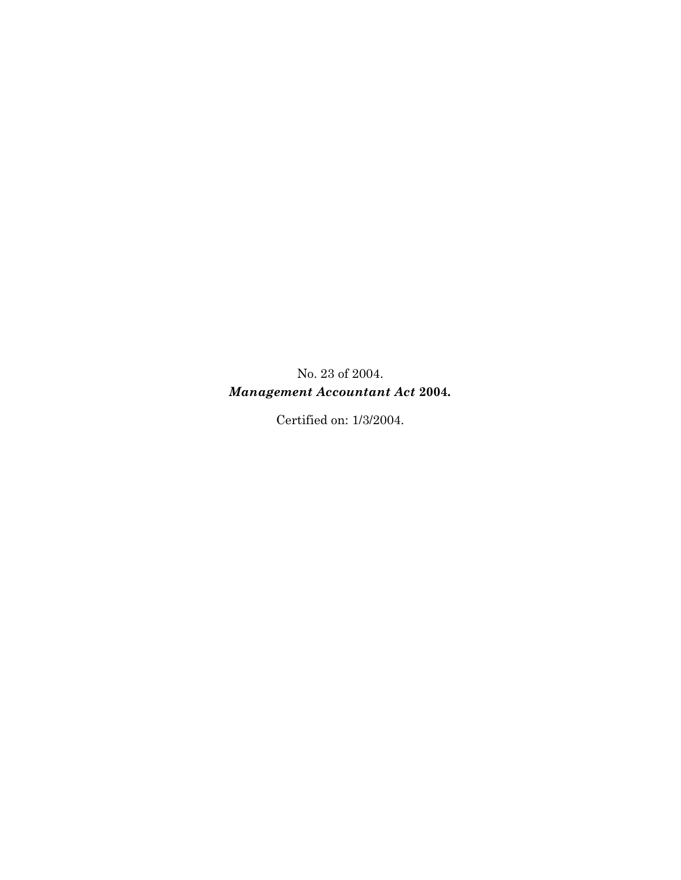No. 23 of 2004.

***Management Accountant Act* 2004.**

Certified on: 1/3/2004.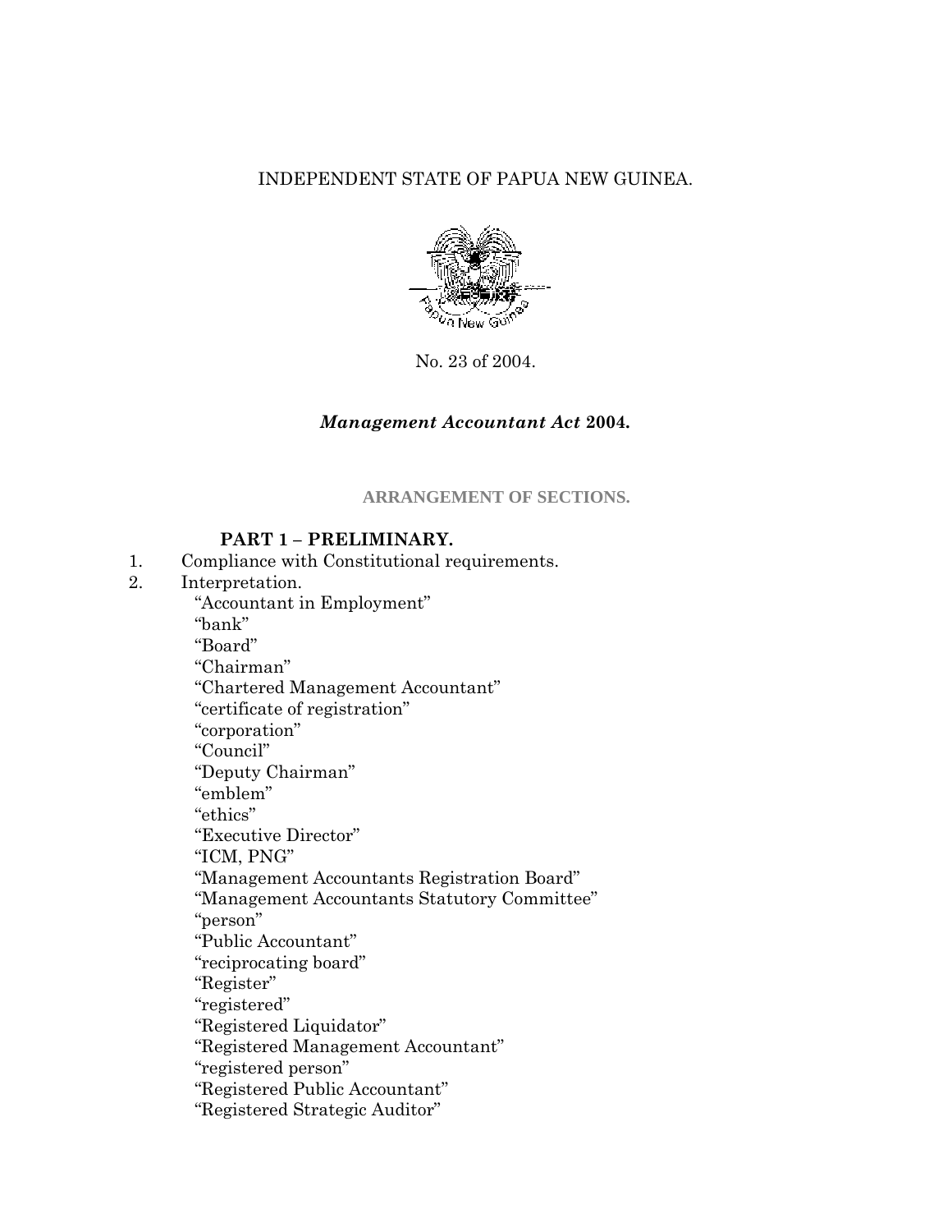INDEPENDENT STATE OF PAPUA NEW GUINEA.

No. 23 of 2004.

# *Management Accountant Act* 2004.

## ARRANGEMENT OF SECTIONS.

### PART 1 – PRELIMINARY.

1. Compliance with Constitutional requirements.
2. Interpretation.
   - "Accountant in Employment"
   - "bank"
   - "Board"
   - "Chairman"
   - "Chartered Management Accountant"
   - "certificate of registration"
   - "corporation"
   - "Council"
   - "Deputy Chairman"
   - "emblem"
   - "ethics"
   - "Executive Director"
   - "ICM, PNG"
   - "Management Accountants Registration Board"
   - "Management Accountants Statutory Committee"
   - "person"
   - "Public Accountant"
   - "reciprocating board"
   - "Register"
   - "registered"
   - "Registered Liquidator"
   - "Registered Management Accountant"
   - "registered person"
   - "Registered Public Accountant"
   - "Registered Strategic Auditor"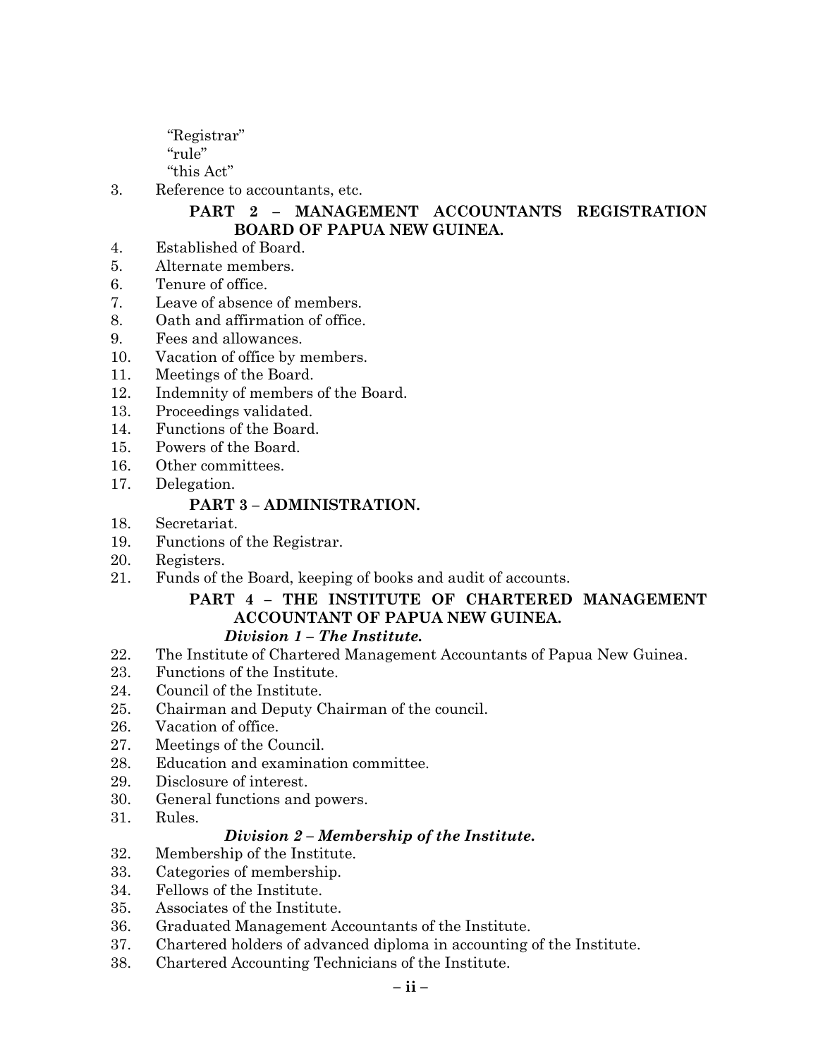"Registrar"
"rule"
"this Act"

3. Reference to accountants, etc.

**PART 2 – MANAGEMENT ACCOUNTANTS REGISTRATION BOARD OF PAPUA NEW GUINEA.**

4. Established of Board.
5. Alternate members.
6. Tenure of office.
7. Leave of absence of members.
8. Oath and affirmation of office.
9. Fees and allowances.
10. Vacation of office by members.
11. Meetings of the Board.
12. Indemnity of members of the Board.
13. Proceedings validated.
14. Functions of the Board.
15. Powers of the Board.
16. Other committees.
17. Delegation.

**PART 3 – ADMINISTRATION.**

18. Secretariat.
19. Functions of the Registrar.
20. Registers.
21. Funds of the Board, keeping of books and audit of accounts.

**PART 4 – THE INSTITUTE OF CHARTERED MANAGEMENT ACCOUNTANT OF PAPUA NEW GUINEA.**

***Division 1 – The Institute.***

22. The Institute of Chartered Management Accountants of Papua New Guinea.
23. Functions of the Institute.
24. Council of the Institute.
25. Chairman and Deputy Chairman of the council.
26. Vacation of office.
27. Meetings of the Council.
28. Education and examination committee.
29. Disclosure of interest.
30. General functions and powers.
31. Rules.

***Division 2 – Membership of the Institute.***

32. Membership of the Institute.
33. Categories of membership.
34. Fellows of the Institute.
35. Associates of the Institute.
36. Graduated Management Accountants of the Institute.
37. Chartered holders of advanced diploma in accounting of the Institute.
38. Chartered Accounting Technicians of the Institute.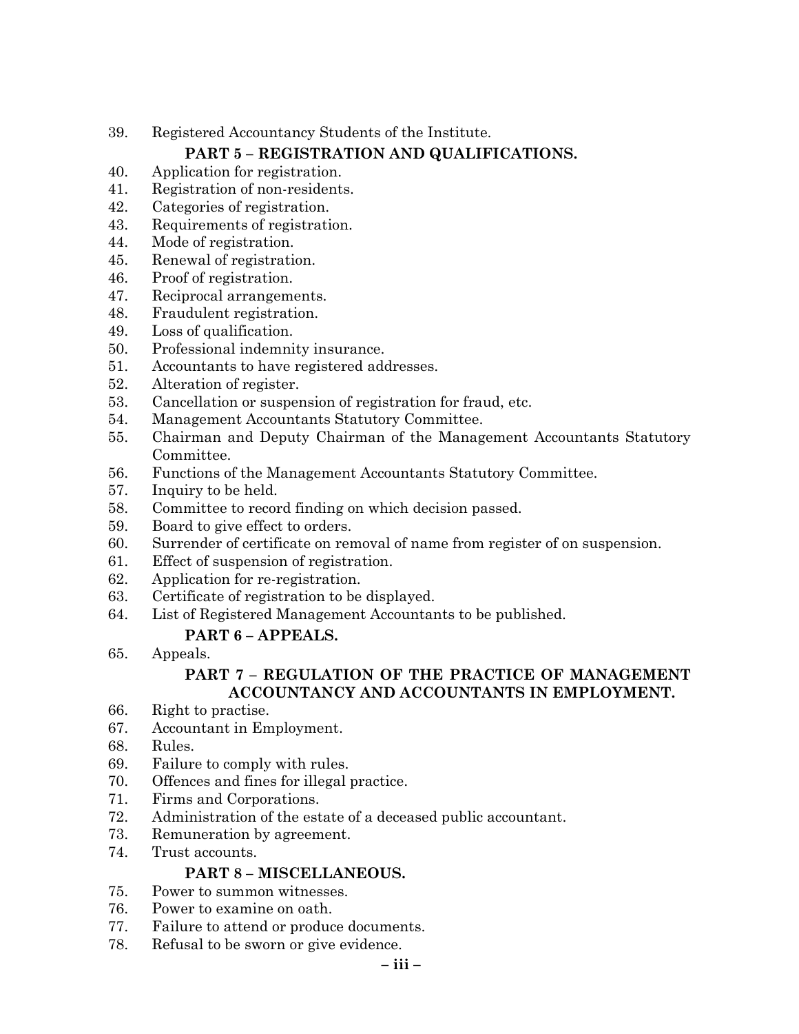39. Registered Accountancy Students of the Institute.

**PART 5 – REGISTRATION AND QUALIFICATIONS.**

40. Application for registration.
41. Registration of non-residents.
42. Categories of registration.
43. Requirements of registration.
44. Mode of registration.
45. Renewal of registration.
46. Proof of registration.
47. Reciprocal arrangements.
48. Fraudulent registration.
49. Loss of qualification.
50. Professional indemnity insurance.
51. Accountants to have registered addresses.
52. Alteration of register.
53. Cancellation or suspension of registration for fraud, etc.
54. Management Accountants Statutory Committee.
55. Chairman and Deputy Chairman of the Management Accountants Statutory Committee.
56. Functions of the Management Accountants Statutory Committee.
57. Inquiry to be held.
58. Committee to record finding on which decision passed.
59. Board to give effect to orders.
60. Surrender of certificate on removal of name from register of on suspension.
61. Effect of suspension of registration.
62. Application for re-registration.
63. Certificate of registration to be displayed.
64. List of Registered Management Accountants to be published.

**PART 6 – APPEALS.**

65. Appeals.

**PART 7 – REGULATION OF THE PRACTICE OF MANAGEMENT ACCOUNTANCY AND ACCOUNTANTS IN EMPLOYMENT.**

66. Right to practise.
67. Accountant in Employment.
68. Rules.
69. Failure to comply with rules.
70. Offences and fines for illegal practice.
71. Firms and Corporations.
72. Administration of the estate of a deceased public accountant.
73. Remuneration by agreement.
74. Trust accounts.

**PART 8 – MISCELLANEOUS.**

75. Power to summon witnesses.
76. Power to examine on oath.
77. Failure to attend or produce documents.
78. Refusal to be sworn or give evidence.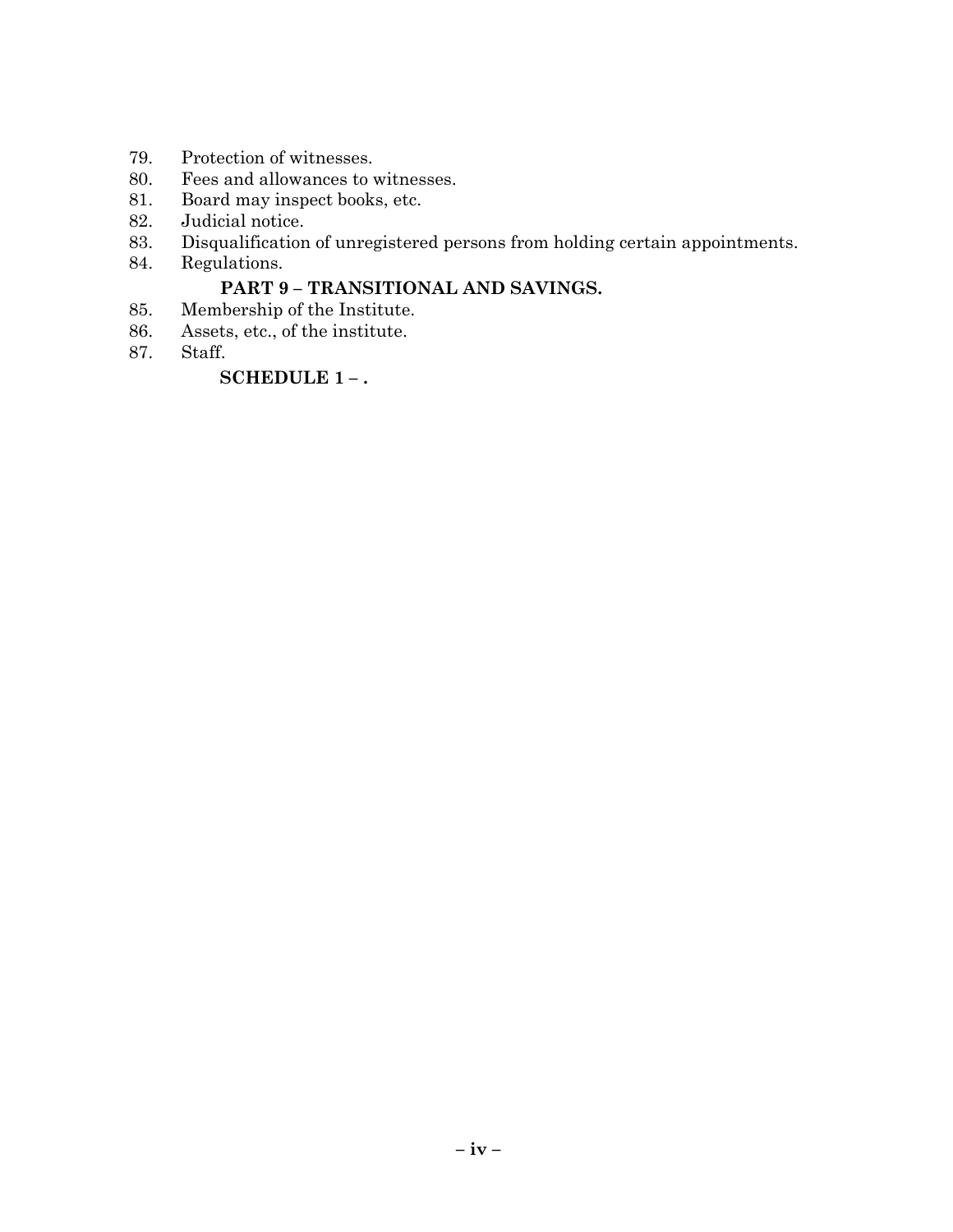79. Protection of witnesses.
80. Fees and allowances to witnesses.
81. Board may inspect books, etc.
82. Judicial notice.
83. Disqualification of unregistered persons from holding certain appointments.
84. Regulations.

**PART 9 – TRANSITIONAL AND SAVINGS.**

85. Membership of the Institute.
86. Assets, etc., of the institute.
87. Staff.

**SCHEDULE 1 – .**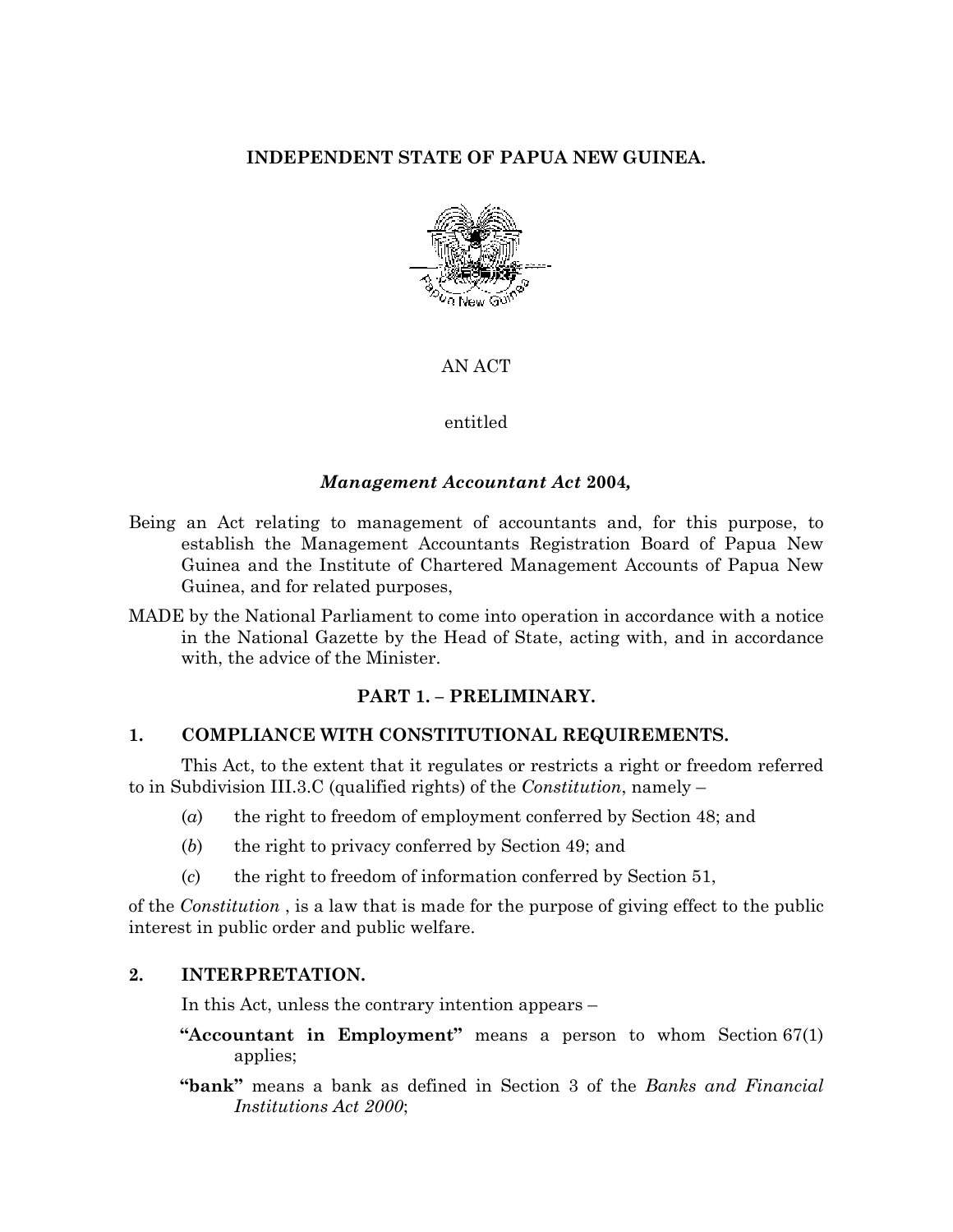**INDEPENDENT STATE OF PAPUA NEW GUINEA.**

AN ACT

entitled

***Management Accountant Act* 2004,**

Being an Act relating to management of accountants and, for this purpose, to establish the Management Accountants Registration Board of Papua New Guinea and the Institute of Chartered Management Accounts of Papua New Guinea, and for related purposes,

MADE by the National Parliament to come into operation in accordance with a notice in the National Gazette by the Head of State, acting with, and in accordance with, the advice of the Minister.

## PART 1. – PRELIMINARY.

### 1. COMPLIANCE WITH CONSTITUTIONAL REQUIREMENTS.

This Act, to the extent that it regulates or restricts a right or freedom referred to in Subdivision III.3.C (qualified rights) of the *Constitution*, namely –

(*a*) the right to freedom of employment conferred by Section 48; and

(*b*) the right to privacy conferred by Section 49; and

(*c*) the right to freedom of information conferred by Section 51,

of the *Constitution* , is a law that is made for the purpose of giving effect to the public interest in public order and public welfare.

### 2. INTERPRETATION.

In this Act, unless the contrary intention appears –

**"Accountant in Employment"** means a person to whom Section 67(1) applies;

**"bank"** means a bank as defined in Section 3 of the *Banks and Financial Institutions Act 2000*;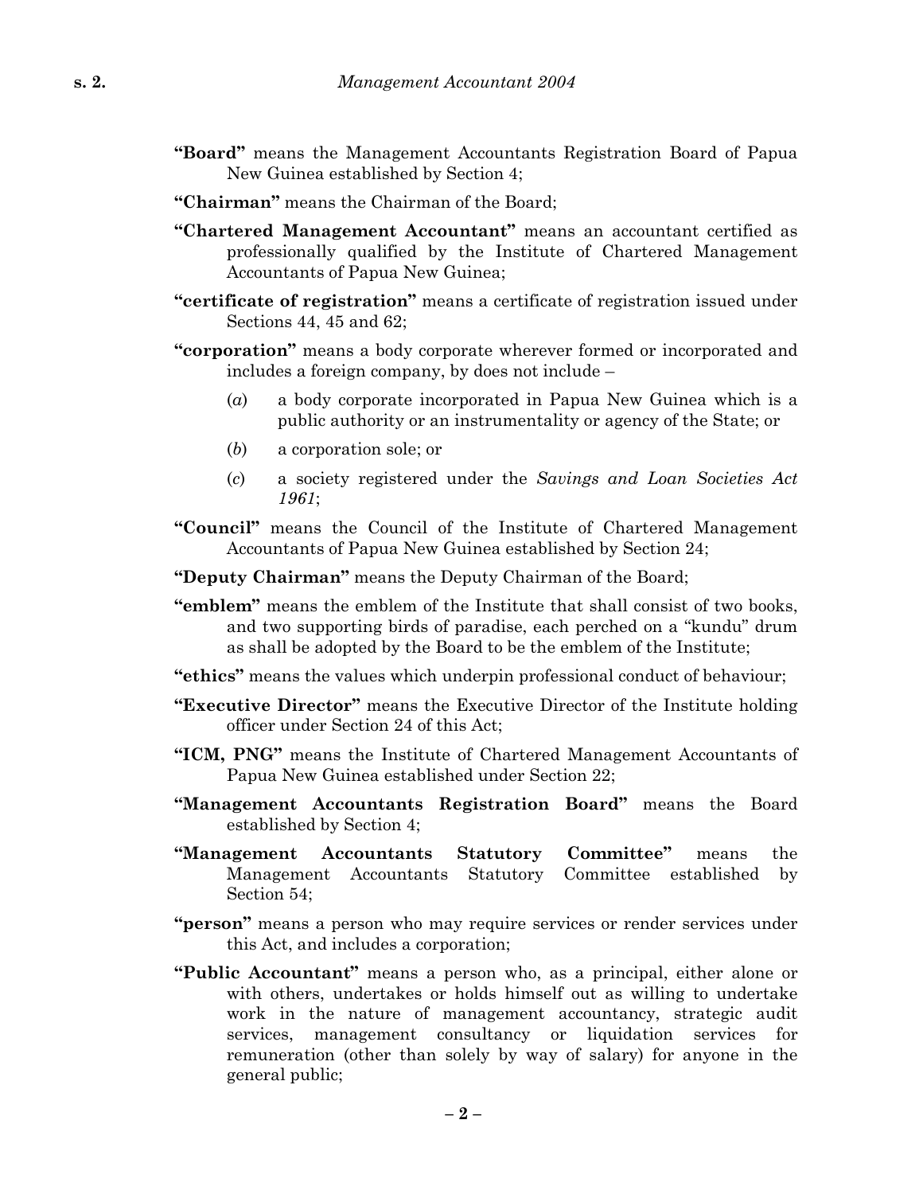**"Board"** means the Management Accountants Registration Board of Papua New Guinea established by Section 4;

**"Chairman"** means the Chairman of the Board;

**"Chartered Management Accountant"** means an accountant certified as professionally qualified by the Institute of Chartered Management Accountants of Papua New Guinea;

**"certificate of registration"** means a certificate of registration issued under Sections 44, 45 and 62;

**"corporation"** means a body corporate wherever formed or incorporated and includes a foreign company, by does not include –

(*a*) a body corporate incorporated in Papua New Guinea which is a public authority or an instrumentality or agency of the State; or

(*b*) a corporation sole; or

(*c*) a society registered under the *Savings and Loan Societies Act 1961*;

**"Council"** means the Council of the Institute of Chartered Management Accountants of Papua New Guinea established by Section 24;

**"Deputy Chairman"** means the Deputy Chairman of the Board;

**"emblem"** means the emblem of the Institute that shall consist of two books, and two supporting birds of paradise, each perched on a "kundu" drum as shall be adopted by the Board to be the emblem of the Institute;

**"ethics"** means the values which underpin professional conduct of behaviour;

**"Executive Director"** means the Executive Director of the Institute holding officer under Section 24 of this Act;

**"ICM, PNG"** means the Institute of Chartered Management Accountants of Papua New Guinea established under Section 22;

**"Management Accountants Registration Board"** means the Board established by Section 4;

**"Management Accountants Statutory Committee"** means the Management Accountants Statutory Committee established by Section 54;

**"person"** means a person who may require services or render services under this Act, and includes a corporation;

**"Public Accountant"** means a person who, as a principal, either alone or with others, undertakes or holds himself out as willing to undertake work in the nature of management accountancy, strategic audit services, management consultancy or liquidation services for remuneration (other than solely by way of salary) for anyone in the general public;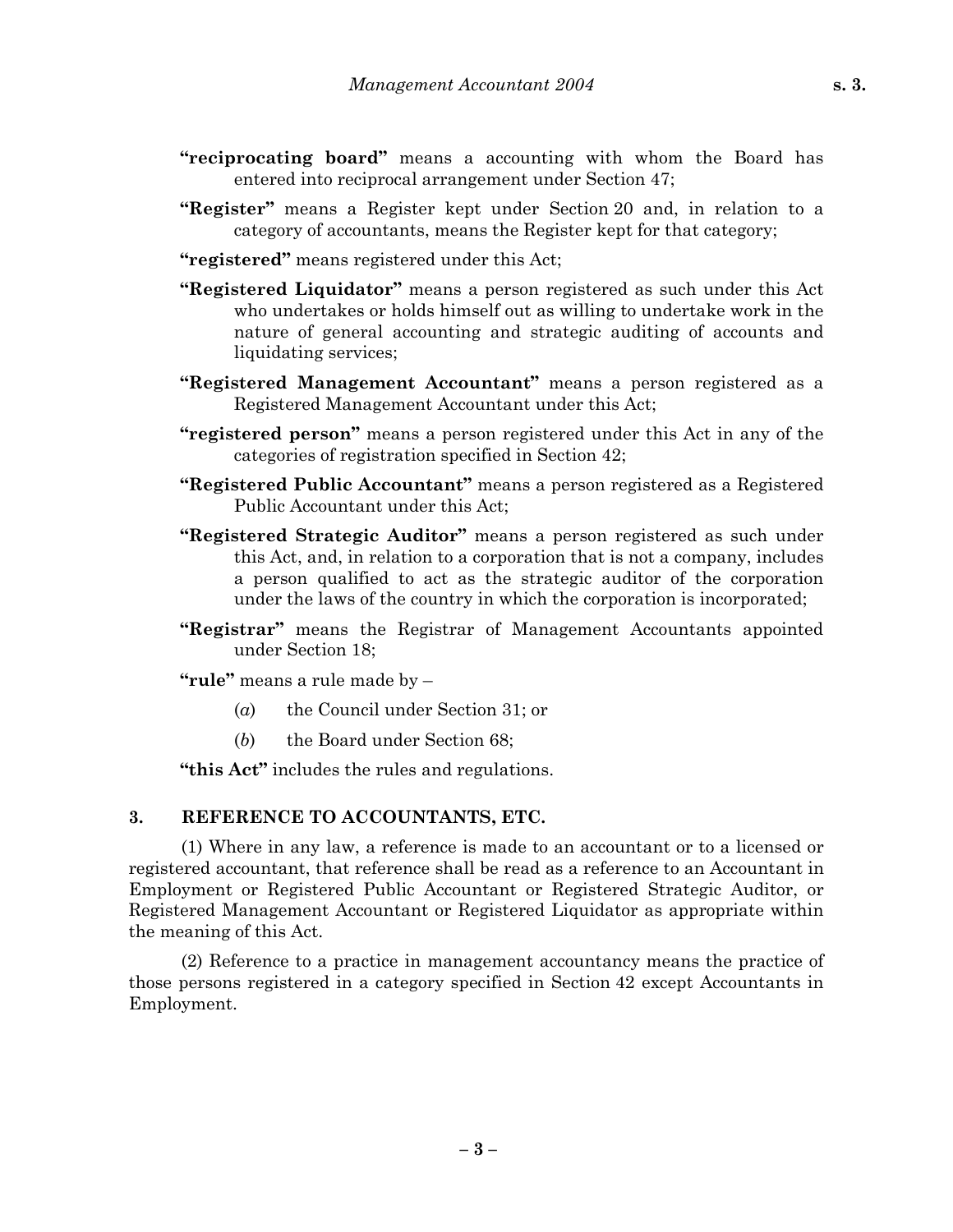**"reciprocating board"** means a accounting with whom the Board has entered into reciprocal arrangement under Section 47;

**"Register"** means a Register kept under Section 20 and, in relation to a category of accountants, means the Register kept for that category;

**"registered"** means registered under this Act;

**"Registered Liquidator"** means a person registered as such under this Act who undertakes or holds himself out as willing to undertake work in the nature of general accounting and strategic auditing of accounts and liquidating services;

**"Registered Management Accountant"** means a person registered as a Registered Management Accountant under this Act;

**"registered person"** means a person registered under this Act in any of the categories of registration specified in Section 42;

**"Registered Public Accountant"** means a person registered as a Registered Public Accountant under this Act;

**"Registered Strategic Auditor"** means a person registered as such under this Act, and, in relation to a corporation that is not a company, includes a person qualified to act as the strategic auditor of the corporation under the laws of the country in which the corporation is incorporated;

**"Registrar"** means the Registrar of Management Accountants appointed under Section 18;

**"rule"** means a rule made by –

(*a*) the Council under Section 31; or

(*b*) the Board under Section 68;

**"this Act"** includes the rules and regulations.

## 3. REFERENCE TO ACCOUNTANTS, ETC.

(1) Where in any law, a reference is made to an accountant or to a licensed or registered accountant, that reference shall be read as a reference to an Accountant in Employment or Registered Public Accountant or Registered Strategic Auditor, or Registered Management Accountant or Registered Liquidator as appropriate within the meaning of this Act.

(2) Reference to a practice in management accountancy means the practice of those persons registered in a category specified in Section 42 except Accountants in Employment.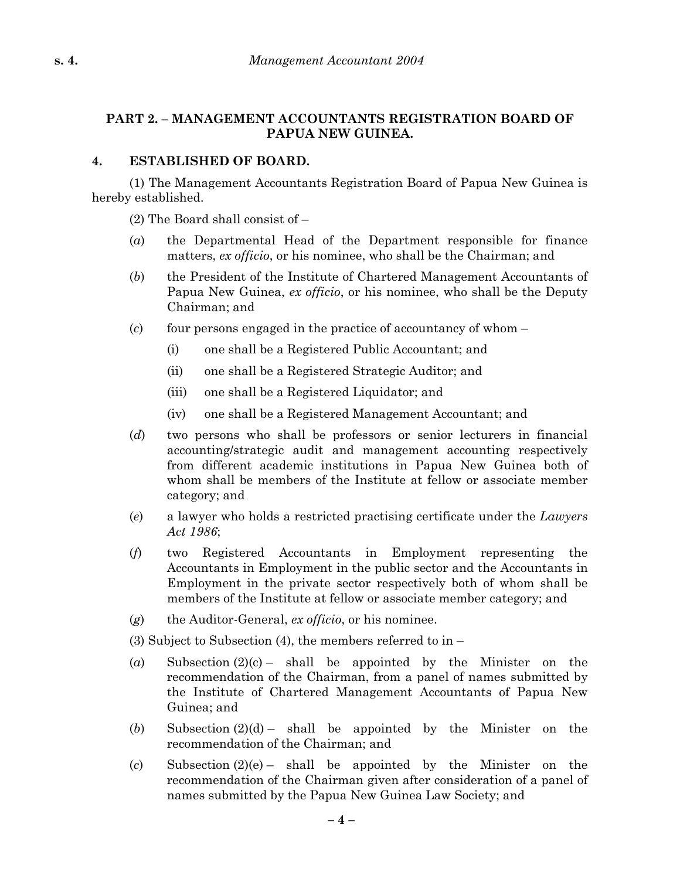## PART 2. – MANAGEMENT ACCOUNTANTS REGISTRATION BOARD OF PAPUA NEW GUINEA.

### 4. ESTABLISHED OF BOARD.

(1) The Management Accountants Registration Board of Papua New Guinea is hereby established.

(2) The Board shall consist of –

(*a*) the Departmental Head of the Department responsible for finance matters, *ex officio*, or his nominee, who shall be the Chairman; and

(*b*) the President of the Institute of Chartered Management Accountants of Papua New Guinea, *ex officio*, or his nominee, who shall be the Deputy Chairman; and

(*c*) four persons engaged in the practice of accountancy of whom –

- (i) one shall be a Registered Public Accountant; and
- (ii) one shall be a Registered Strategic Auditor; and
- (iii) one shall be a Registered Liquidator; and
- (iv) one shall be a Registered Management Accountant; and

(*d*) two persons who shall be professors or senior lecturers in financial accounting/strategic audit and management accounting respectively from different academic institutions in Papua New Guinea both of whom shall be members of the Institute at fellow or associate member category; and

(*e*) a lawyer who holds a restricted practising certificate under the *Lawyers Act 1986*;

(*f*) two Registered Accountants in Employment representing the Accountants in Employment in the public sector and the Accountants in Employment in the private sector respectively both of whom shall be members of the Institute at fellow or associate member category; and

(*g*) the Auditor-General, *ex officio*, or his nominee.

(3) Subject to Subsection (4), the members referred to in –

(*a*) Subsection (2)(c) – shall be appointed by the Minister on the recommendation of the Chairman, from a panel of names submitted by the Institute of Chartered Management Accountants of Papua New Guinea; and

(*b*) Subsection (2)(d) – shall be appointed by the Minister on the recommendation of the Chairman; and

(*c*) Subsection (2)(e) – shall be appointed by the Minister on the recommendation of the Chairman given after consideration of a panel of names submitted by the Papua New Guinea Law Society; and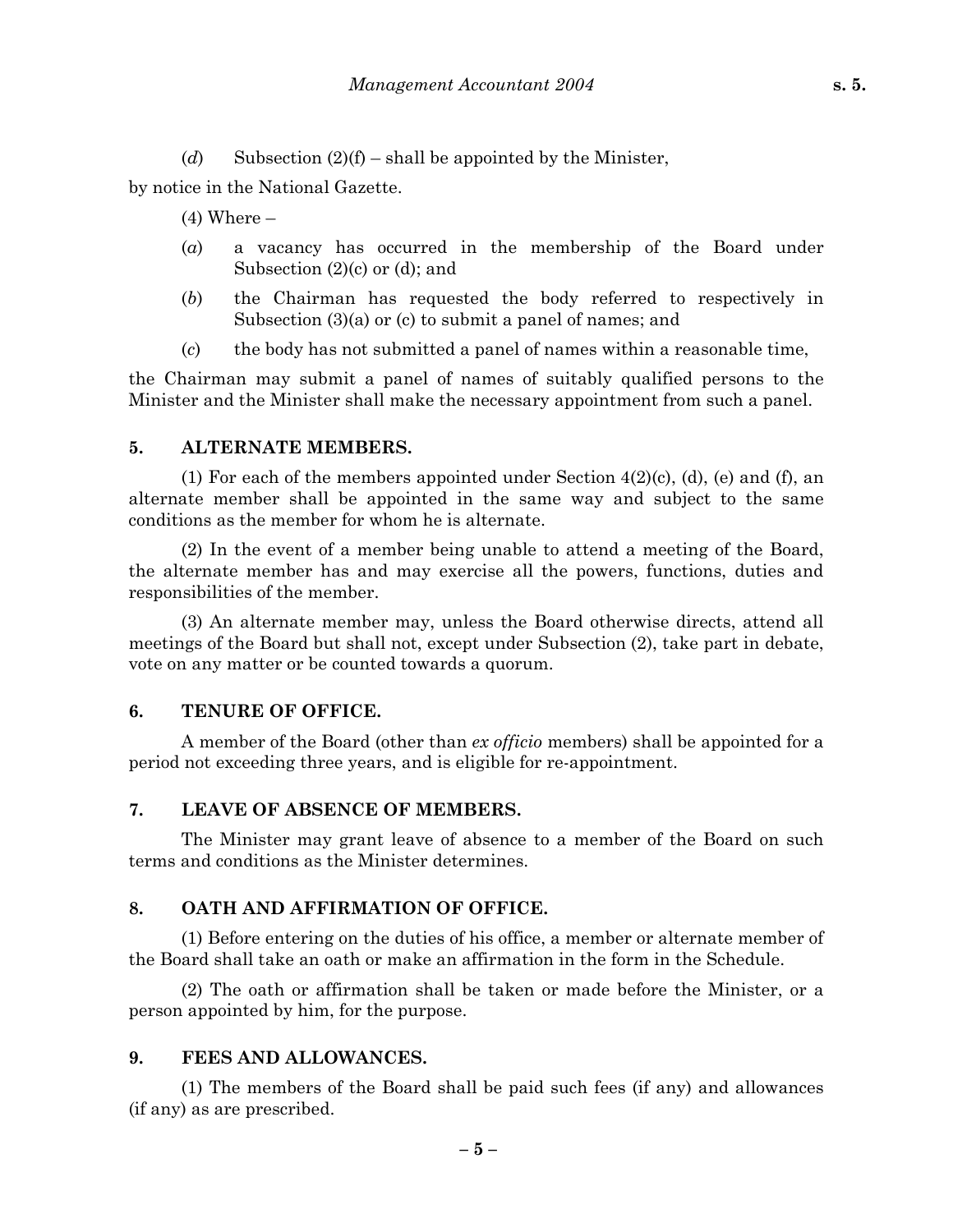(*d*) Subsection (2)(f) – shall be appointed by the Minister,

by notice in the National Gazette.

(4) Where –

(*a*) a vacancy has occurred in the membership of the Board under Subsection (2)(c) or (d); and

(*b*) the Chairman has requested the body referred to respectively in Subsection (3)(a) or (c) to submit a panel of names; and

(*c*) the body has not submitted a panel of names within a reasonable time,

the Chairman may submit a panel of names of suitably qualified persons to the Minister and the Minister shall make the necessary appointment from such a panel.

## 5. ALTERNATE MEMBERS.

(1) For each of the members appointed under Section 4(2)(c), (d), (e) and (f), an alternate member shall be appointed in the same way and subject to the same conditions as the member for whom he is alternate.

(2) In the event of a member being unable to attend a meeting of the Board, the alternate member has and may exercise all the powers, functions, duties and responsibilities of the member.

(3) An alternate member may, unless the Board otherwise directs, attend all meetings of the Board but shall not, except under Subsection (2), take part in debate, vote on any matter or be counted towards a quorum.

## 6. TENURE OF OFFICE.

A member of the Board (other than *ex officio* members) shall be appointed for a period not exceeding three years, and is eligible for re-appointment.

## 7. LEAVE OF ABSENCE OF MEMBERS.

The Minister may grant leave of absence to a member of the Board on such terms and conditions as the Minister determines.

## 8. OATH AND AFFIRMATION OF OFFICE.

(1) Before entering on the duties of his office, a member or alternate member of the Board shall take an oath or make an affirmation in the form in the Schedule.

(2) The oath or affirmation shall be taken or made before the Minister, or a person appointed by him, for the purpose.

## 9. FEES AND ALLOWANCES.

(1) The members of the Board shall be paid such fees (if any) and allowances (if any) as are prescribed.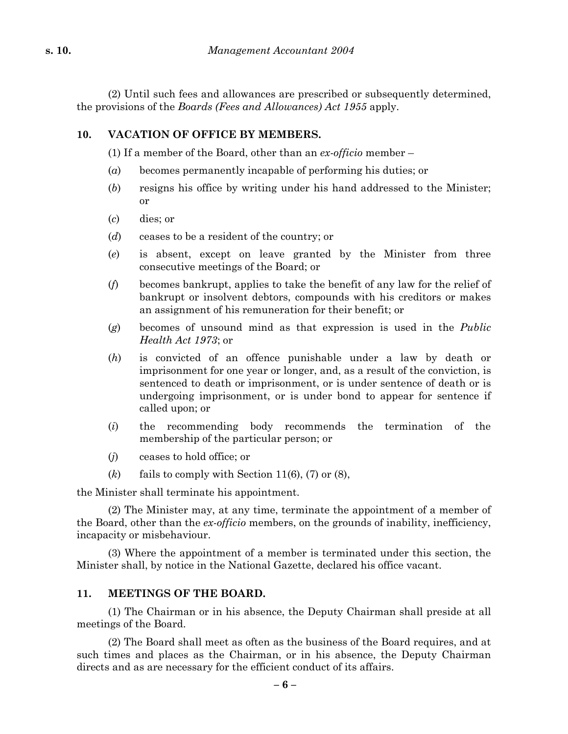(2) Until such fees and allowances are prescribed or subsequently determined, the provisions of the *Boards (Fees and Allowances) Act 1955* apply.

## 10. VACATION OF OFFICE BY MEMBERS.

(1) If a member of the Board, other than an *ex-officio* member –

(*a*) becomes permanently incapable of performing his duties; or

(*b*) resigns his office by writing under his hand addressed to the Minister; or

(*c*) dies; or

(*d*) ceases to be a resident of the country; or

(*e*) is absent, except on leave granted by the Minister from three consecutive meetings of the Board; or

(*f*) becomes bankrupt, applies to take the benefit of any law for the relief of bankrupt or insolvent debtors, compounds with his creditors or makes an assignment of his remuneration for their benefit; or

(*g*) becomes of unsound mind as that expression is used in the *Public Health Act 1973*; or

(*h*) is convicted of an offence punishable under a law by death or imprisonment for one year or longer, and, as a result of the conviction, is sentenced to death or imprisonment, or is under sentence of death or is undergoing imprisonment, or is under bond to appear for sentence if called upon; or

(*i*) the recommending body recommends the termination of the membership of the particular person; or

(*j*) ceases to hold office; or

(*k*) fails to comply with Section 11(6), (7) or (8),

the Minister shall terminate his appointment.

(2) The Minister may, at any time, terminate the appointment of a member of the Board, other than the *ex-officio* members, on the grounds of inability, inefficiency, incapacity or misbehaviour.

(3) Where the appointment of a member is terminated under this section, the Minister shall, by notice in the National Gazette, declared his office vacant.

## 11. MEETINGS OF THE BOARD.

(1) The Chairman or in his absence, the Deputy Chairman shall preside at all meetings of the Board.

(2) The Board shall meet as often as the business of the Board requires, and at such times and places as the Chairman, or in his absence, the Deputy Chairman directs and as are necessary for the efficient conduct of its affairs.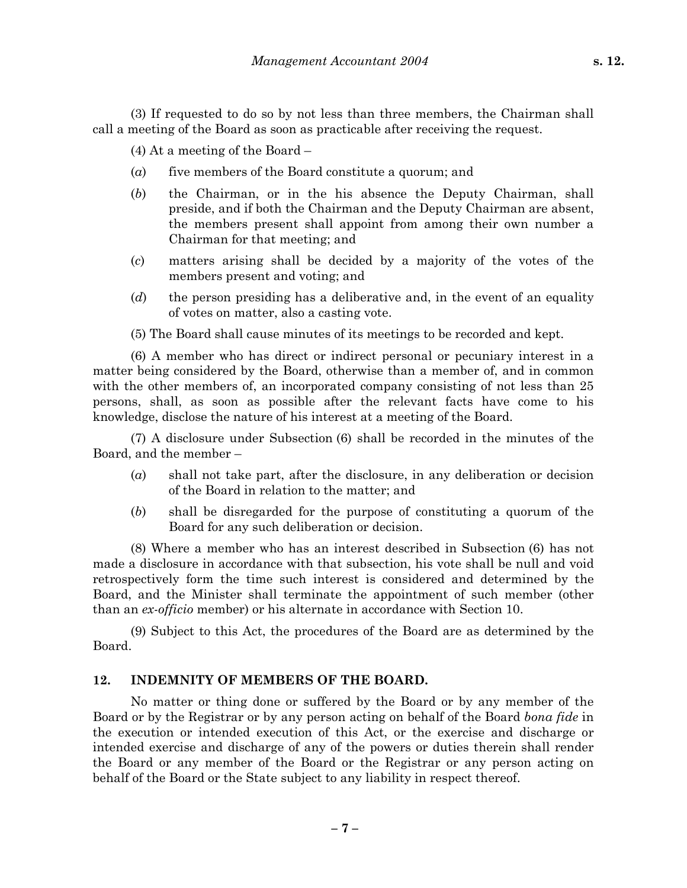(3) If requested to do so by not less than three members, the Chairman shall call a meeting of the Board as soon as practicable after receiving the request.

(4) At a meeting of the Board –

(*a*) five members of the Board constitute a quorum; and

(*b*) the Chairman, or in the his absence the Deputy Chairman, shall preside, and if both the Chairman and the Deputy Chairman are absent, the members present shall appoint from among their own number a Chairman for that meeting; and

(*c*) matters arising shall be decided by a majority of the votes of the members present and voting; and

(*d*) the person presiding has a deliberative and, in the event of an equality of votes on matter, also a casting vote.

(5) The Board shall cause minutes of its meetings to be recorded and kept.

(6) A member who has direct or indirect personal or pecuniary interest in a matter being considered by the Board, otherwise than a member of, and in common with the other members of, an incorporated company consisting of not less than 25 persons, shall, as soon as possible after the relevant facts have come to his knowledge, disclose the nature of his interest at a meeting of the Board.

(7) A disclosure under Subsection (6) shall be recorded in the minutes of the Board, and the member –

(*a*) shall not take part, after the disclosure, in any deliberation or decision of the Board in relation to the matter; and

(*b*) shall be disregarded for the purpose of constituting a quorum of the Board for any such deliberation or decision.

(8) Where a member who has an interest described in Subsection (6) has not made a disclosure in accordance with that subsection, his vote shall be null and void retrospectively form the time such interest is considered and determined by the Board, and the Minister shall terminate the appointment of such member (other than an *ex-officio* member) or his alternate in accordance with Section 10.

(9) Subject to this Act, the procedures of the Board are as determined by the Board.

## 12. INDEMNITY OF MEMBERS OF THE BOARD.

No matter or thing done or suffered by the Board or by any member of the Board or by the Registrar or by any person acting on behalf of the Board *bona fide* in the execution or intended execution of this Act, or the exercise and discharge or intended exercise and discharge of any of the powers or duties therein shall render the Board or any member of the Board or the Registrar or any person acting on behalf of the Board or the State subject to any liability in respect thereof.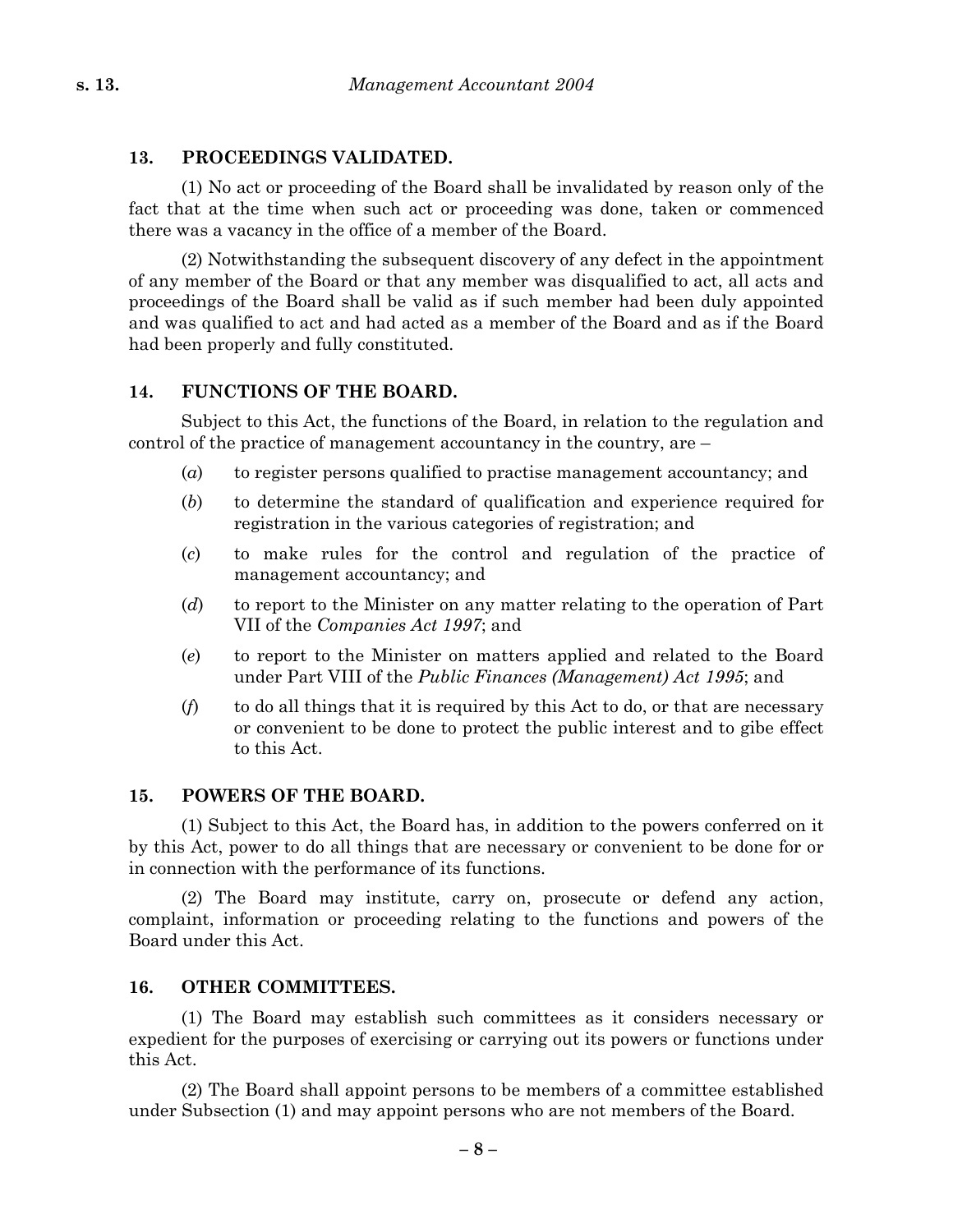## 13. PROCEEDINGS VALIDATED.

(1) No act or proceeding of the Board shall be invalidated by reason only of the fact that at the time when such act or proceeding was done, taken or commenced there was a vacancy in the office of a member of the Board.

(2) Notwithstanding the subsequent discovery of any defect in the appointment of any member of the Board or that any member was disqualified to act, all acts and proceedings of the Board shall be valid as if such member had been duly appointed and was qualified to act and had acted as a member of the Board and as if the Board had been properly and fully constituted.

## 14. FUNCTIONS OF THE BOARD.

Subject to this Act, the functions of the Board, in relation to the regulation and control of the practice of management accountancy in the country, are –

(*a*) to register persons qualified to practise management accountancy; and

(*b*) to determine the standard of qualification and experience required for registration in the various categories of registration; and

(*c*) to make rules for the control and regulation of the practice of management accountancy; and

(*d*) to report to the Minister on any matter relating to the operation of Part VII of the *Companies Act 1997*; and

(*e*) to report to the Minister on matters applied and related to the Board under Part VIII of the *Public Finances (Management) Act 1995*; and

(*f*) to do all things that it is required by this Act to do, or that are necessary or convenient to be done to protect the public interest and to gibe effect to this Act.

## 15. POWERS OF THE BOARD.

(1) Subject to this Act, the Board has, in addition to the powers conferred on it by this Act, power to do all things that are necessary or convenient to be done for or in connection with the performance of its functions.

(2) The Board may institute, carry on, prosecute or defend any action, complaint, information or proceeding relating to the functions and powers of the Board under this Act.

## 16. OTHER COMMITTEES.

(1) The Board may establish such committees as it considers necessary or expedient for the purposes of exercising or carrying out its powers or functions under this Act.

(2) The Board shall appoint persons to be members of a committee established under Subsection (1) and may appoint persons who are not members of the Board.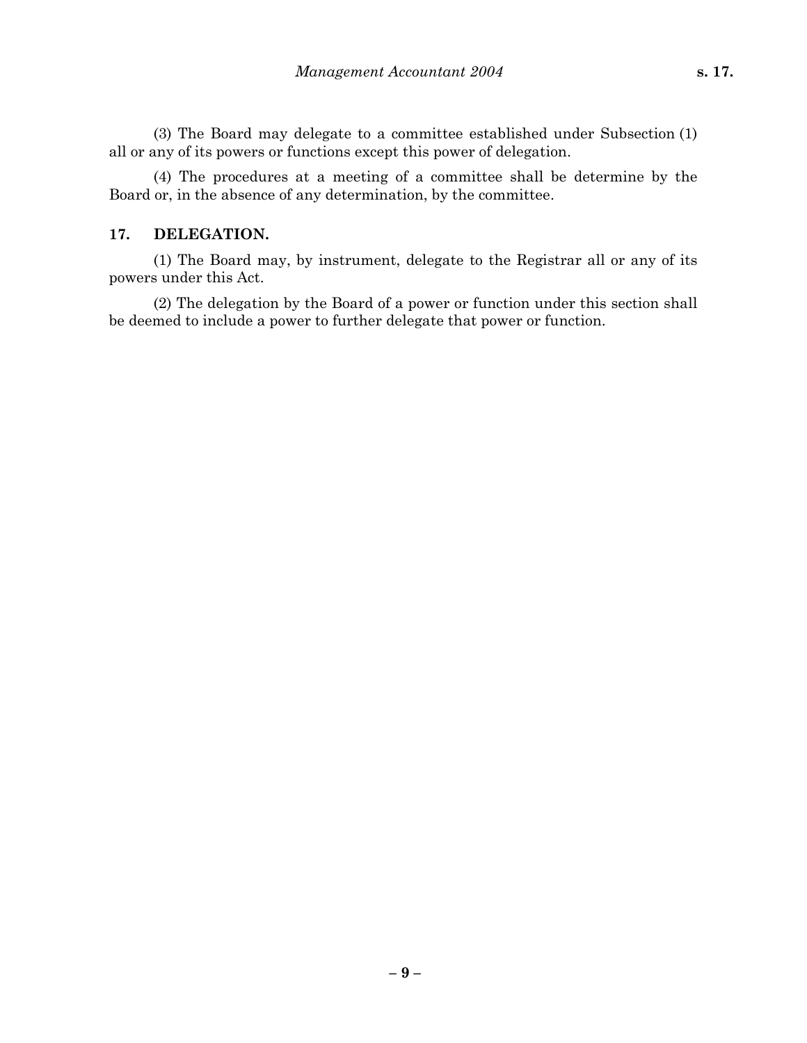(3) The Board may delegate to a committee established under Subsection (1) all or any of its powers or functions except this power of delegation.

(4) The procedures at a meeting of a committee shall be determine by the Board or, in the absence of any determination, by the committee.

### 17. DELEGATION.

(1) The Board may, by instrument, delegate to the Registrar all or any of its powers under this Act.

(2) The delegation by the Board of a power or function under this section shall be deemed to include a power to further delegate that power or function.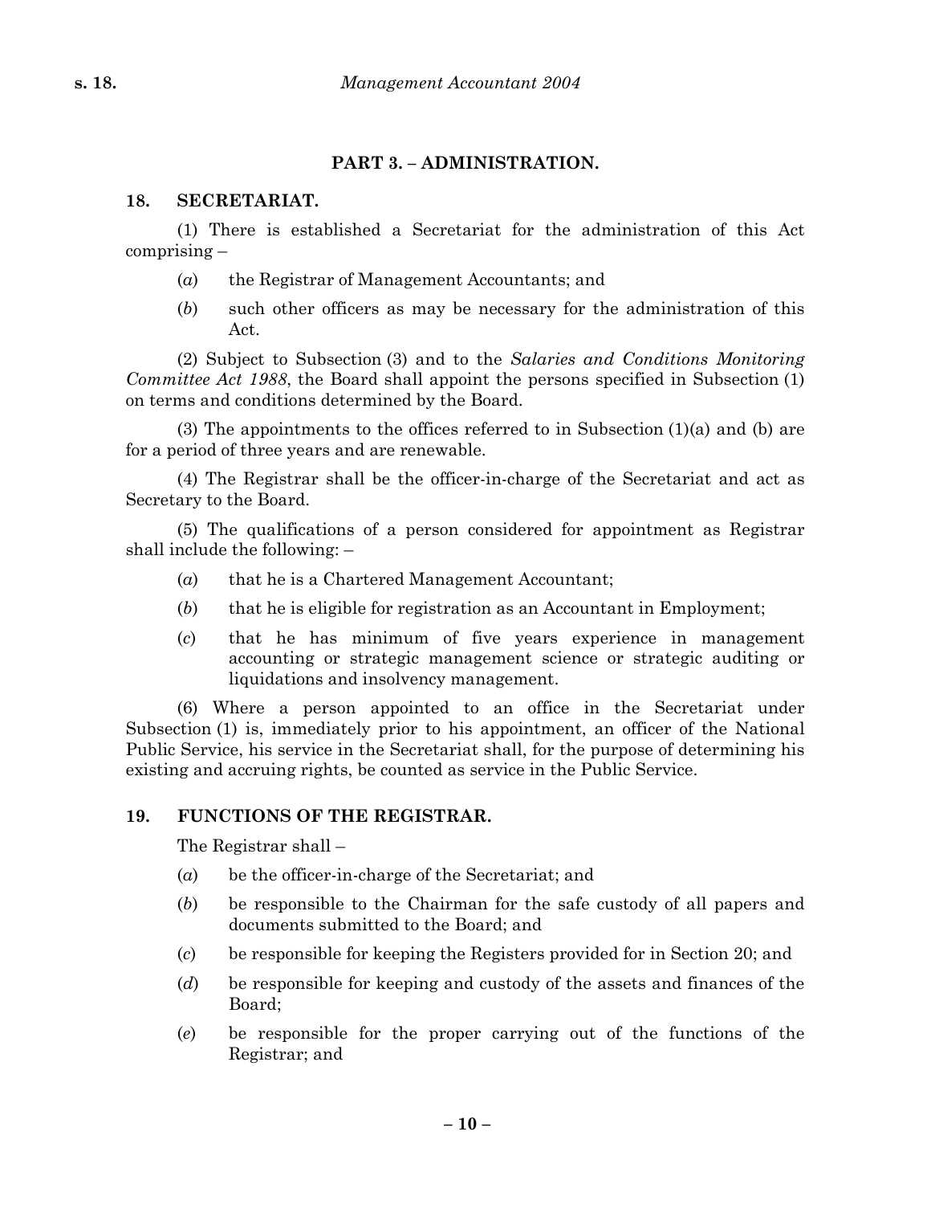## PART 3. – ADMINISTRATION.

### 18. SECRETARIAT.

(1) There is established a Secretariat for the administration of this Act comprising –

- (*a*) the Registrar of Management Accountants; and
- (*b*) such other officers as may be necessary for the administration of this Act.

(2) Subject to Subsection (3) and to the *Salaries and Conditions Monitoring Committee Act 1988*, the Board shall appoint the persons specified in Subsection (1) on terms and conditions determined by the Board.

(3) The appointments to the offices referred to in Subsection (1)(a) and (b) are for a period of three years and are renewable.

(4) The Registrar shall be the officer-in-charge of the Secretariat and act as Secretary to the Board.

(5) The qualifications of a person considered for appointment as Registrar shall include the following: –

- (*a*) that he is a Chartered Management Accountant;
- (*b*) that he is eligible for registration as an Accountant in Employment;
- (*c*) that he has minimum of five years experience in management accounting or strategic management science or strategic auditing or liquidations and insolvency management.

(6) Where a person appointed to an office in the Secretariat under Subsection (1) is, immediately prior to his appointment, an officer of the National Public Service, his service in the Secretariat shall, for the purpose of determining his existing and accruing rights, be counted as service in the Public Service.

### 19. FUNCTIONS OF THE REGISTRAR.

The Registrar shall –

- (*a*) be the officer-in-charge of the Secretariat; and
- (*b*) be responsible to the Chairman for the safe custody of all papers and documents submitted to the Board; and
- (*c*) be responsible for keeping the Registers provided for in Section 20; and
- (*d*) be responsible for keeping and custody of the assets and finances of the Board;
- (*e*) be responsible for the proper carrying out of the functions of the Registrar; and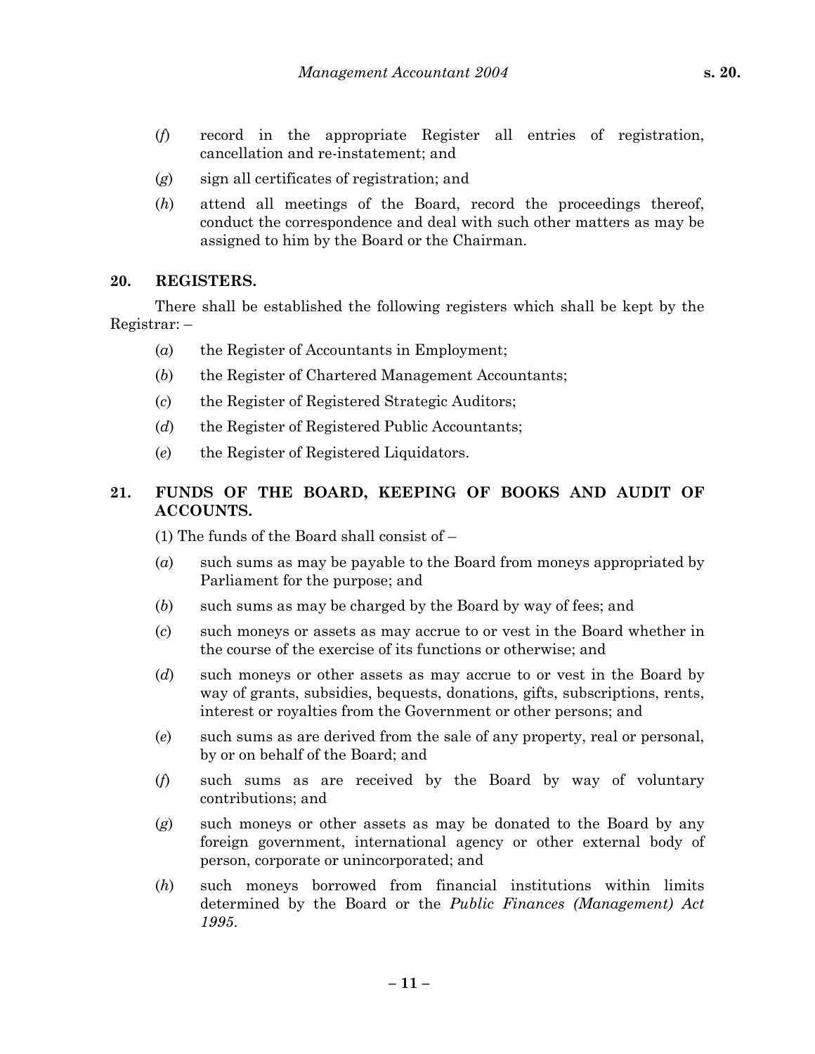(*f*) record in the appropriate Register all entries of registration, cancellation and re-instatement; and

(*g*) sign all certificates of registration; and

(*h*) attend all meetings of the Board, record the proceedings thereof, conduct the correspondence and deal with such other matters as may be assigned to him by the Board or the Chairman.

## 20. REGISTERS.

There shall be established the following registers which shall be kept by the Registrar: –

(*a*) the Register of Accountants in Employment;

(*b*) the Register of Chartered Management Accountants;

(*c*) the Register of Registered Strategic Auditors;

(*d*) the Register of Registered Public Accountants;

(*e*) the Register of Registered Liquidators.

## 21. FUNDS OF THE BOARD, KEEPING OF BOOKS AND AUDIT OF ACCOUNTS.

(1) The funds of the Board shall consist of –

(*a*) such sums as may be payable to the Board from moneys appropriated by Parliament for the purpose; and

(*b*) such sums as may be charged by the Board by way of fees; and

(*c*) such moneys or assets as may accrue to or vest in the Board whether in the course of the exercise of its functions or otherwise; and

(*d*) such moneys or other assets as may accrue to or vest in the Board by way of grants, subsidies, bequests, donations, gifts, subscriptions, rents, interest or royalties from the Government or other persons; and

(*e*) such sums as are derived from the sale of any property, real or personal, by or on behalf of the Board; and

(*f*) such sums as are received by the Board by way of voluntary contributions; and

(*g*) such moneys or other assets as may be donated to the Board by any foreign government, international agency or other external body of person, corporate or unincorporated; and

(*h*) such moneys borrowed from financial institutions within limits determined by the Board or the *Public Finances (Management) Act 1995*.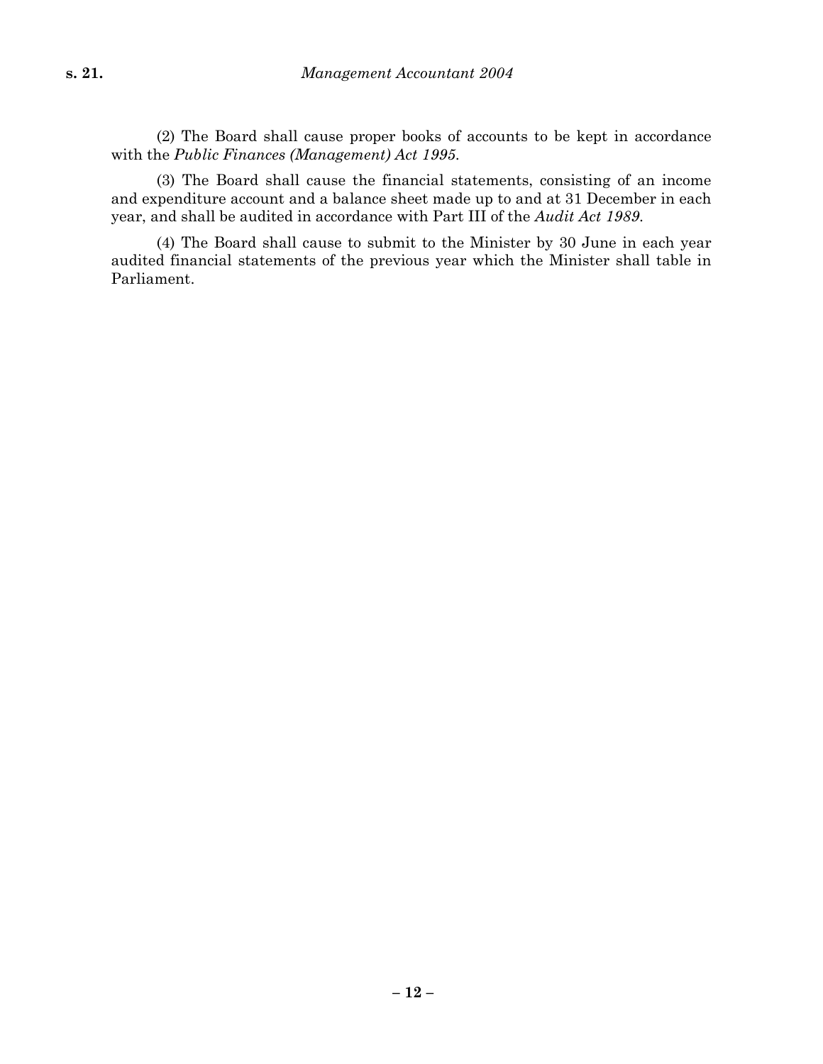(2) The Board shall cause proper books of accounts to be kept in accordance with the *Public Finances (Management) Act 1995*.

(3) The Board shall cause the financial statements, consisting of an income and expenditure account and a balance sheet made up to and at 31 December in each year, and shall be audited in accordance with Part III of the *Audit Act 1989*.

(4) The Board shall cause to submit to the Minister by 30 June in each year audited financial statements of the previous year which the Minister shall table in Parliament.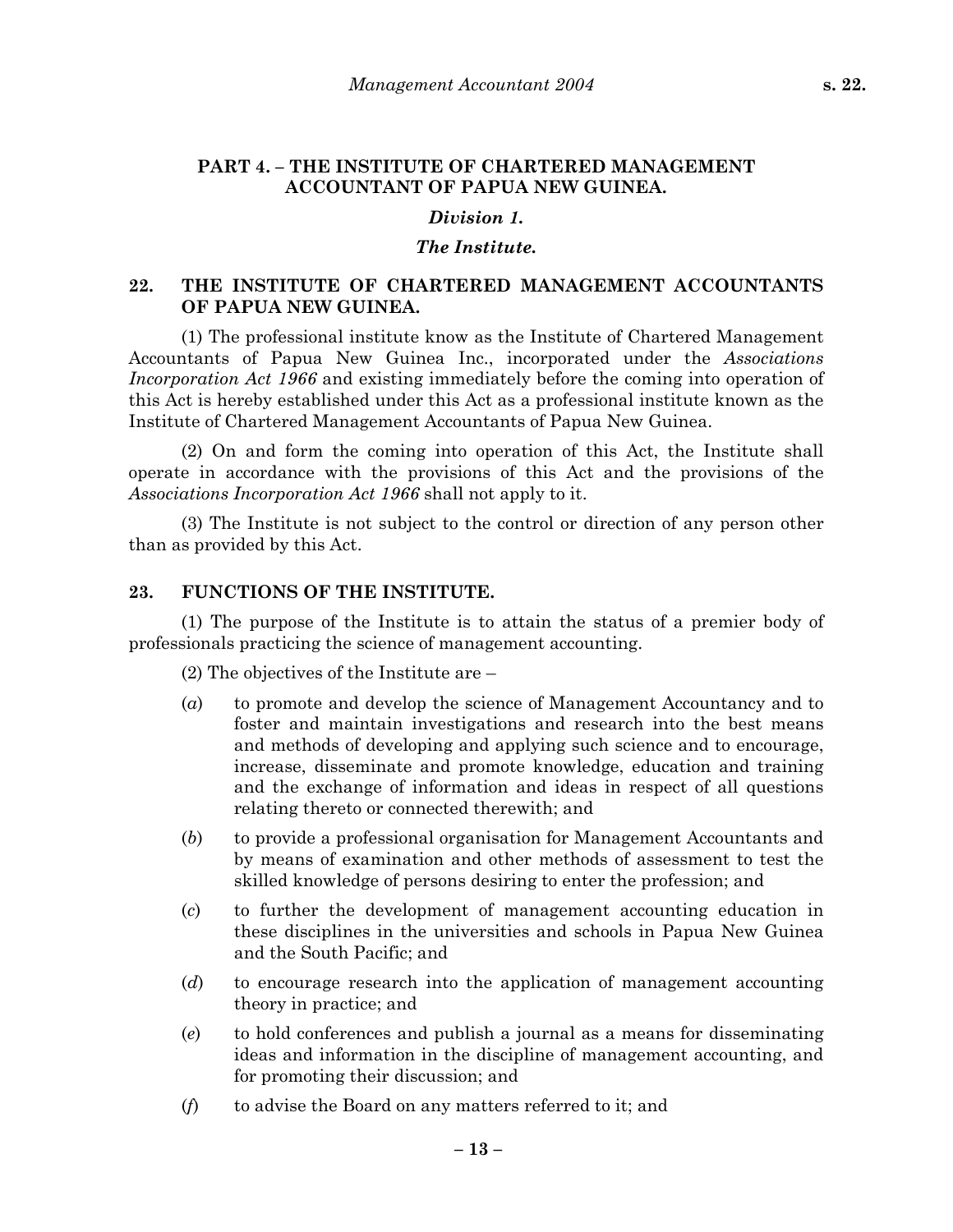## PART 4. – THE INSTITUTE OF CHARTERED MANAGEMENT ACCOUNTANT OF PAPUA NEW GUINEA.

### *Division 1.*

### *The Institute.*

#### 22. THE INSTITUTE OF CHARTERED MANAGEMENT ACCOUNTANTS OF PAPUA NEW GUINEA.

(1) The professional institute know as the Institute of Chartered Management Accountants of Papua New Guinea Inc., incorporated under the *Associations Incorporation Act 1966* and existing immediately before the coming into operation of this Act is hereby established under this Act as a professional institute known as the Institute of Chartered Management Accountants of Papua New Guinea.

(2) On and form the coming into operation of this Act, the Institute shall operate in accordance with the provisions of this Act and the provisions of the *Associations Incorporation Act 1966* shall not apply to it.

(3) The Institute is not subject to the control or direction of any person other than as provided by this Act.

#### 23. FUNCTIONS OF THE INSTITUTE.

(1) The purpose of the Institute is to attain the status of a premier body of professionals practicing the science of management accounting.

(2) The objectives of the Institute are –

(*a*) to promote and develop the science of Management Accountancy and to foster and maintain investigations and research into the best means and methods of developing and applying such science and to encourage, increase, disseminate and promote knowledge, education and training and the exchange of information and ideas in respect of all questions relating thereto or connected therewith; and

(*b*) to provide a professional organisation for Management Accountants and by means of examination and other methods of assessment to test the skilled knowledge of persons desiring to enter the profession; and

(*c*) to further the development of management accounting education in these disciplines in the universities and schools in Papua New Guinea and the South Pacific; and

(*d*) to encourage research into the application of management accounting theory in practice; and

(*e*) to hold conferences and publish a journal as a means for disseminating ideas and information in the discipline of management accounting, and for promoting their discussion; and

(*f*) to advise the Board on any matters referred to it; and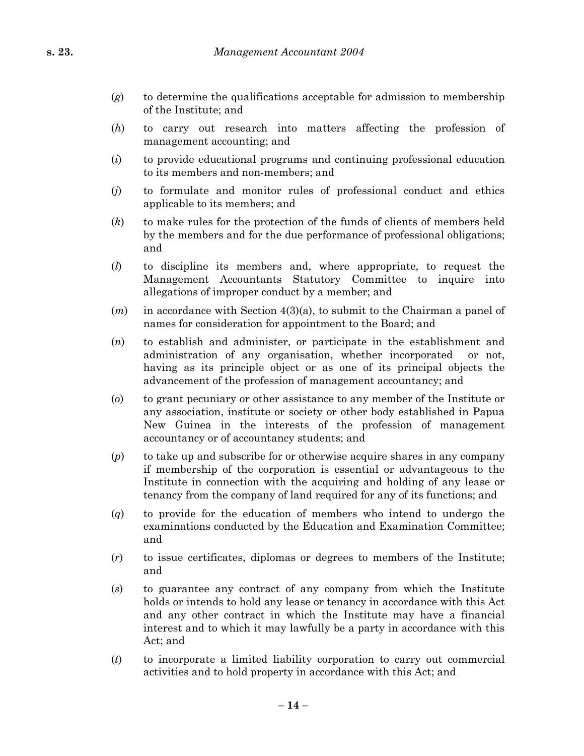(*g*) to determine the qualifications acceptable for admission to membership of the Institute; and

(*h*) to carry out research into matters affecting the profession of management accounting; and

(*i*) to provide educational programs and continuing professional education to its members and non-members; and

(*j*) to formulate and monitor rules of professional conduct and ethics applicable to its members; and

(*k*) to make rules for the protection of the funds of clients of members held by the members and for the due performance of professional obligations; and

(*l*) to discipline its members and, where appropriate, to request the Management Accountants Statutory Committee to inquire into allegations of improper conduct by a member; and

(*m*) in accordance with Section 4(3)(a), to submit to the Chairman a panel of names for consideration for appointment to the Board; and

(*n*) to establish and administer, or participate in the establishment and administration of any organisation, whether incorporated or not, having as its principle object or as one of its principal objects the advancement of the profession of management accountancy; and

(*o*) to grant pecuniary or other assistance to any member of the Institute or any association, institute or society or other body established in Papua New Guinea in the interests of the profession of management accountancy or of accountancy students; and

(*p*) to take up and subscribe for or otherwise acquire shares in any company if membership of the corporation is essential or advantageous to the Institute in connection with the acquiring and holding of any lease or tenancy from the company of land required for any of its functions; and

(*q*) to provide for the education of members who intend to undergo the examinations conducted by the Education and Examination Committee; and

(*r*) to issue certificates, diplomas or degrees to members of the Institute; and

(*s*) to guarantee any contract of any company from which the Institute holds or intends to hold any lease or tenancy in accordance with this Act and any other contract in which the Institute may have a financial interest and to which it may lawfully be a party in accordance with this Act; and

(*t*) to incorporate a limited liability corporation to carry out commercial activities and to hold property in accordance with this Act; and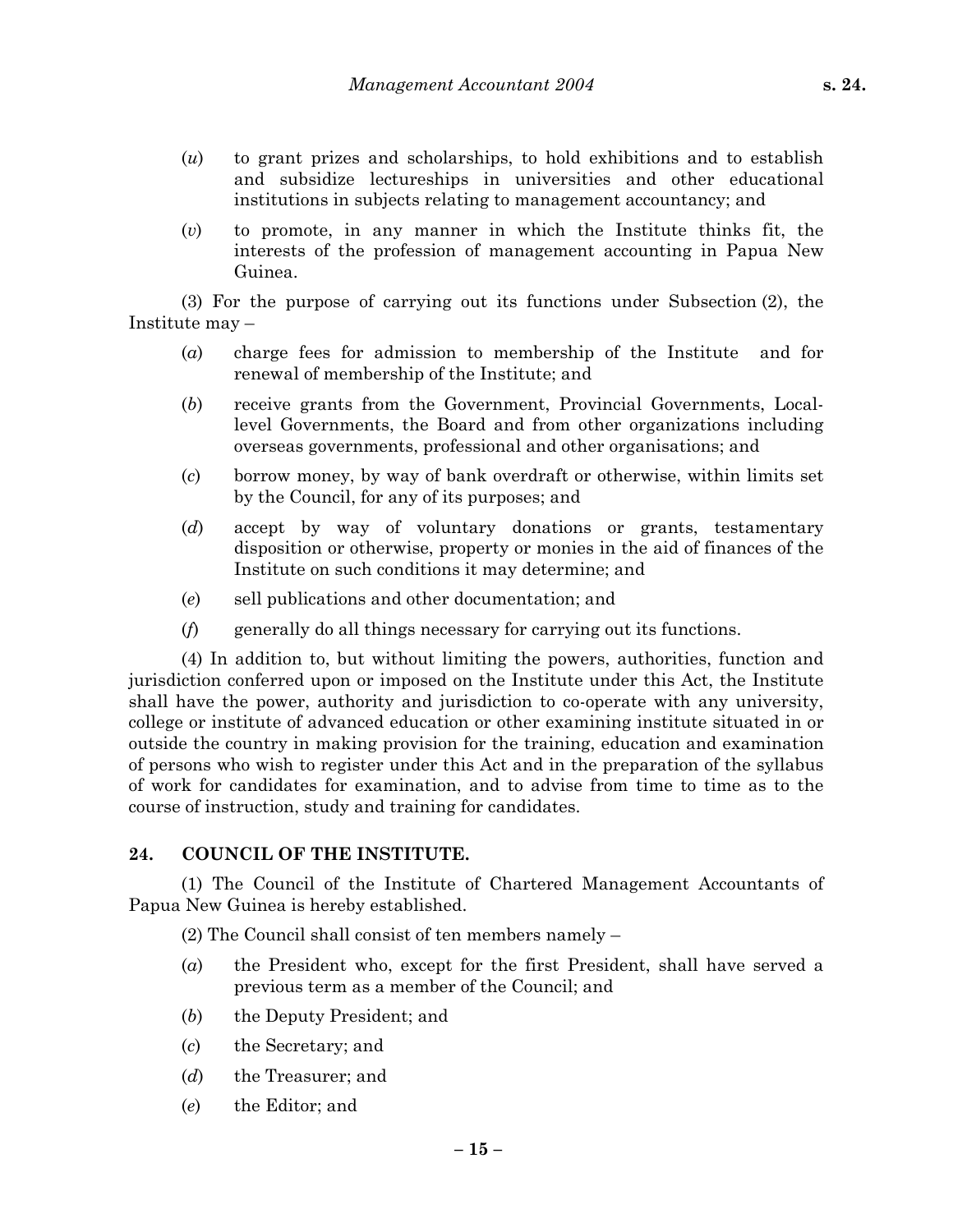(*u*) to grant prizes and scholarships, to hold exhibitions and to establish and subsidize lectureships in universities and other educational institutions in subjects relating to management accountancy; and

(*v*) to promote, in any manner in which the Institute thinks fit, the interests of the profession of management accounting in Papua New Guinea.

(3) For the purpose of carrying out its functions under Subsection (2), the Institute may –

(*a*) charge fees for admission to membership of the Institute and for renewal of membership of the Institute; and

(*b*) receive grants from the Government, Provincial Governments, Local-level Governments, the Board and from other organizations including overseas governments, professional and other organisations; and

(*c*) borrow money, by way of bank overdraft or otherwise, within limits set by the Council, for any of its purposes; and

(*d*) accept by way of voluntary donations or grants, testamentary disposition or otherwise, property or monies in the aid of finances of the Institute on such conditions it may determine; and

(*e*) sell publications and other documentation; and

(*f*) generally do all things necessary for carrying out its functions.

(4) In addition to, but without limiting the powers, authorities, function and jurisdiction conferred upon or imposed on the Institute under this Act, the Institute shall have the power, authority and jurisdiction to co-operate with any university, college or institute of advanced education or other examining institute situated in or outside the country in making provision for the training, education and examination of persons who wish to register under this Act and in the preparation of the syllabus of work for candidates for examination, and to advise from time to time as to the course of instruction, study and training for candidates.

## 24. COUNCIL OF THE INSTITUTE.

(1) The Council of the Institute of Chartered Management Accountants of Papua New Guinea is hereby established.

(2) The Council shall consist of ten members namely –

(*a*) the President who, except for the first President, shall have served a previous term as a member of the Council; and

(*b*) the Deputy President; and

(*c*) the Secretary; and

(*d*) the Treasurer; and

(*e*) the Editor; and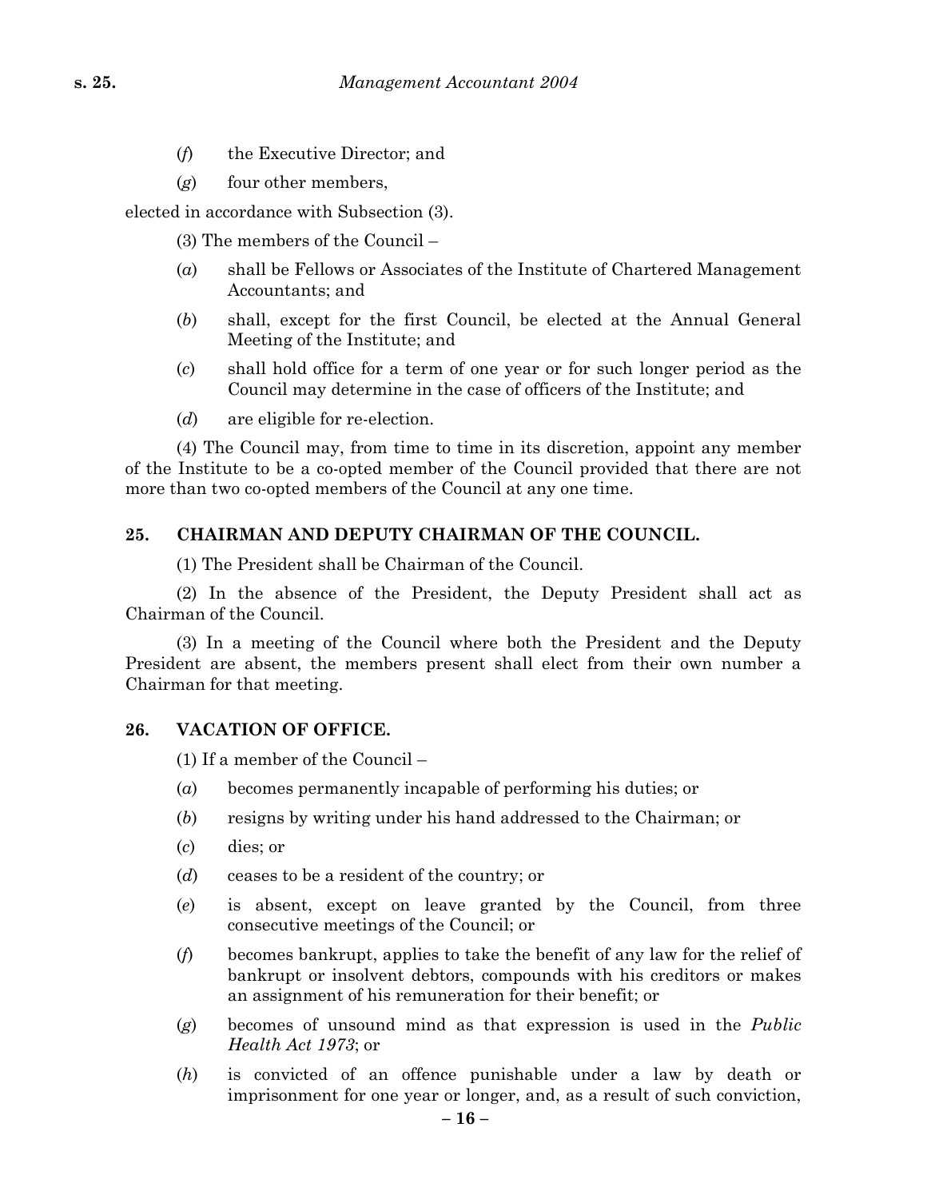(*f*) the Executive Director; and

(*g*) four other members,

elected in accordance with Subsection (3).

(3) The members of the Council –

(*a*) shall be Fellows or Associates of the Institute of Chartered Management Accountants; and

(*b*) shall, except for the first Council, be elected at the Annual General Meeting of the Institute; and

(*c*) shall hold office for a term of one year or for such longer period as the Council may determine in the case of officers of the Institute; and

(*d*) are eligible for re-election.

(4) The Council may, from time to time in its discretion, appoint any member of the Institute to be a co-opted member of the Council provided that there are not more than two co-opted members of the Council at any one time.

### 25. CHAIRMAN AND DEPUTY CHAIRMAN OF THE COUNCIL.

(1) The President shall be Chairman of the Council.

(2) In the absence of the President, the Deputy President shall act as Chairman of the Council.

(3) In a meeting of the Council where both the President and the Deputy President are absent, the members present shall elect from their own number a Chairman for that meeting.

### 26. VACATION OF OFFICE.

(1) If a member of the Council –

(*a*) becomes permanently incapable of performing his duties; or

(*b*) resigns by writing under his hand addressed to the Chairman; or

(*c*) dies; or

(*d*) ceases to be a resident of the country; or

(*e*) is absent, except on leave granted by the Council, from three consecutive meetings of the Council; or

(*f*) becomes bankrupt, applies to take the benefit of any law for the relief of bankrupt or insolvent debtors, compounds with his creditors or makes an assignment of his remuneration for their benefit; or

(*g*) becomes of unsound mind as that expression is used in the *Public Health Act 1973*; or

(*h*) is convicted of an offence punishable under a law by death or imprisonment for one year or longer, and, as a result of such conviction,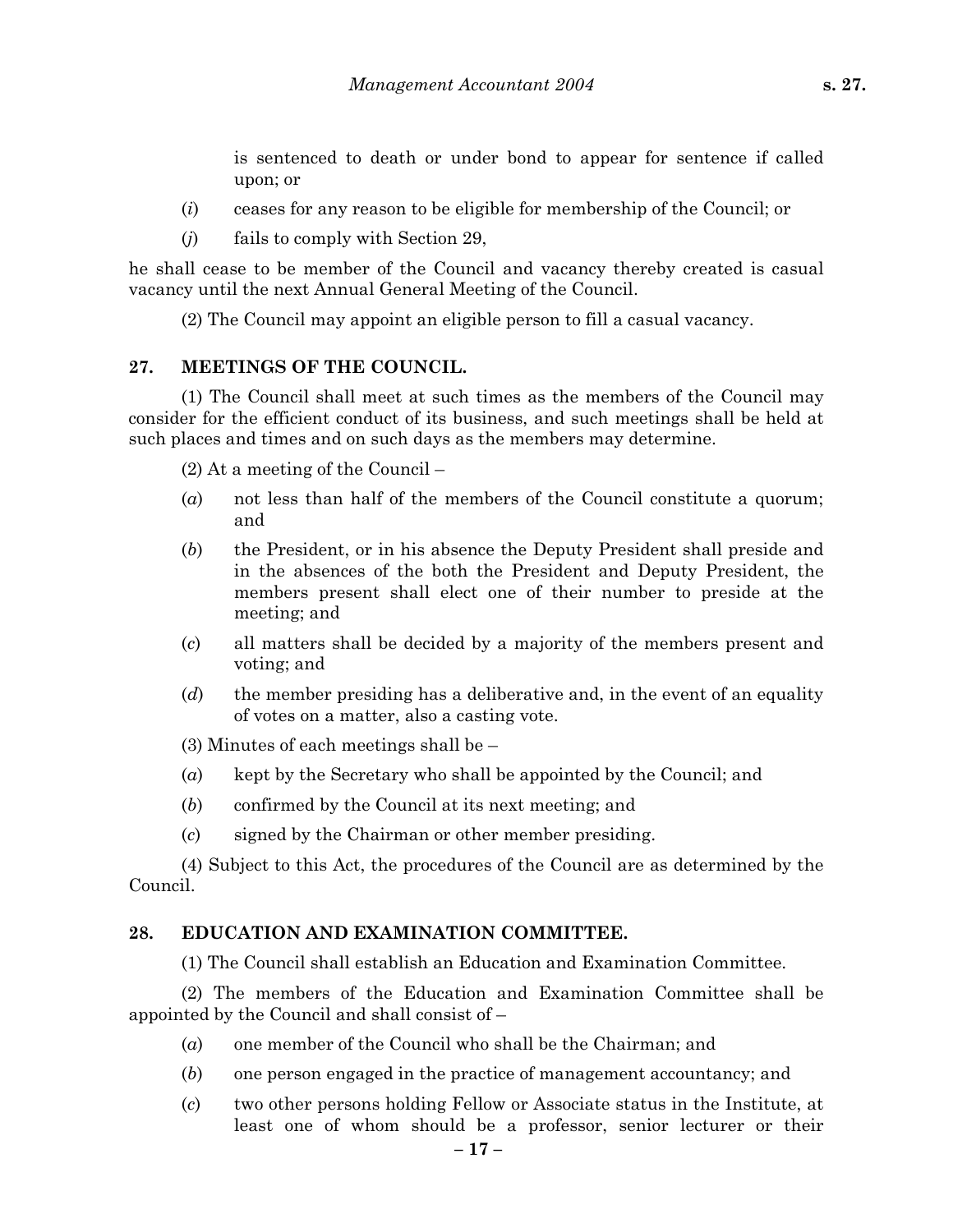is sentenced to death or under bond to appear for sentence if called upon; or

(*i*) ceases for any reason to be eligible for membership of the Council; or

(*j*) fails to comply with Section 29,

he shall cease to be member of the Council and vacancy thereby created is casual vacancy until the next Annual General Meeting of the Council.

(2) The Council may appoint an eligible person to fill a casual vacancy.

## 27. MEETINGS OF THE COUNCIL.

(1) The Council shall meet at such times as the members of the Council may consider for the efficient conduct of its business, and such meetings shall be held at such places and times and on such days as the members may determine.

(2) At a meeting of the Council –

(*a*) not less than half of the members of the Council constitute a quorum; and

(*b*) the President, or in his absence the Deputy President shall preside and in the absences of the both the President and Deputy President, the members present shall elect one of their number to preside at the meeting; and

(*c*) all matters shall be decided by a majority of the members present and voting; and

(*d*) the member presiding has a deliberative and, in the event of an equality of votes on a matter, also a casting vote.

(3) Minutes of each meetings shall be –

(*a*) kept by the Secretary who shall be appointed by the Council; and

(*b*) confirmed by the Council at its next meeting; and

(*c*) signed by the Chairman or other member presiding.

(4) Subject to this Act, the procedures of the Council are as determined by the Council.

## 28. EDUCATION AND EXAMINATION COMMITTEE.

(1) The Council shall establish an Education and Examination Committee.

(2) The members of the Education and Examination Committee shall be appointed by the Council and shall consist of –

(*a*) one member of the Council who shall be the Chairman; and

(*b*) one person engaged in the practice of management accountancy; and

(*c*) two other persons holding Fellow or Associate status in the Institute, at least one of whom should be a professor, senior lecturer or their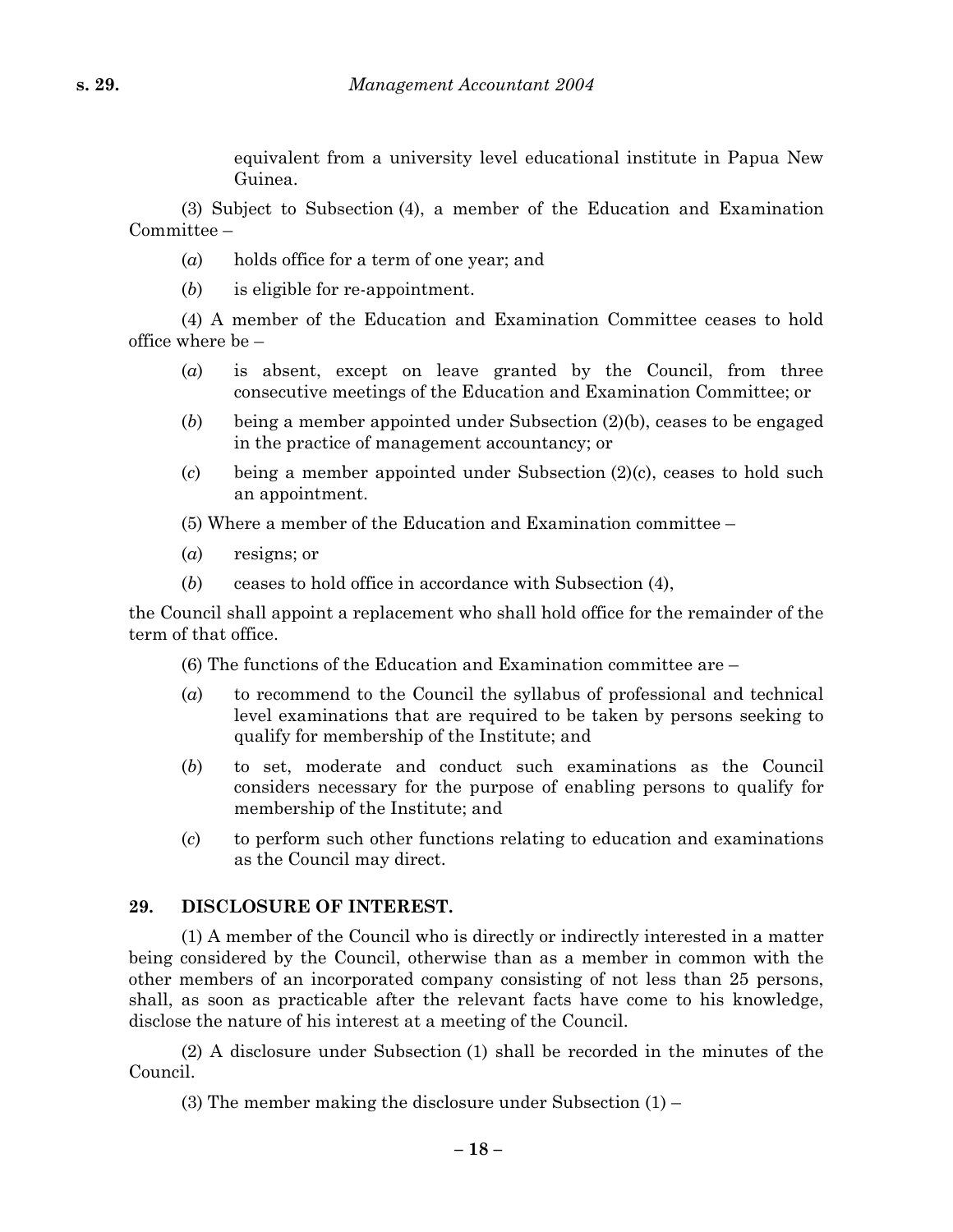equivalent from a university level educational institute in Papua New Guinea.

(3) Subject to Subsection (4), a member of the Education and Examination Committee –

(*a*) holds office for a term of one year; and

(*b*) is eligible for re-appointment.

(4) A member of the Education and Examination Committee ceases to hold office where be –

(*a*) is absent, except on leave granted by the Council, from three consecutive meetings of the Education and Examination Committee; or

(*b*) being a member appointed under Subsection (2)(b), ceases to be engaged in the practice of management accountancy; or

(*c*) being a member appointed under Subsection (2)(c), ceases to hold such an appointment.

(5) Where a member of the Education and Examination committee –

(*a*) resigns; or

(*b*) ceases to hold office in accordance with Subsection (4),

the Council shall appoint a replacement who shall hold office for the remainder of the term of that office.

(6) The functions of the Education and Examination committee are –

(*a*) to recommend to the Council the syllabus of professional and technical level examinations that are required to be taken by persons seeking to qualify for membership of the Institute; and

(*b*) to set, moderate and conduct such examinations as the Council considers necessary for the purpose of enabling persons to qualify for membership of the Institute; and

(*c*) to perform such other functions relating to education and examinations as the Council may direct.

### 29. DISCLOSURE OF INTEREST.

(1) A member of the Council who is directly or indirectly interested in a matter being considered by the Council, otherwise than as a member in common with the other members of an incorporated company consisting of not less than 25 persons, shall, as soon as practicable after the relevant facts have come to his knowledge, disclose the nature of his interest at a meeting of the Council.

(2) A disclosure under Subsection (1) shall be recorded in the minutes of the Council.

(3) The member making the disclosure under Subsection (1) –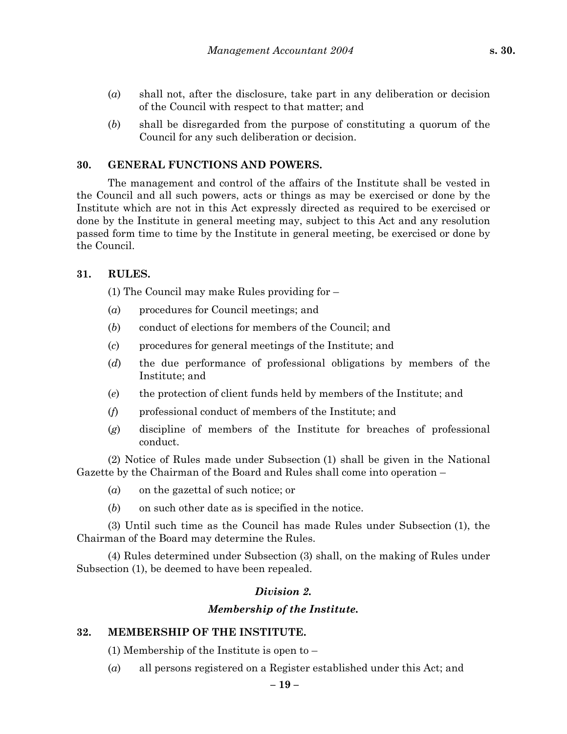(*a*) shall not, after the disclosure, take part in any deliberation or decision of the Council with respect to that matter; and

(*b*) shall be disregarded from the purpose of constituting a quorum of the Council for any such deliberation or decision.

## 30. GENERAL FUNCTIONS AND POWERS.

The management and control of the affairs of the Institute shall be vested in the Council and all such powers, acts or things as may be exercised or done by the Institute which are not in this Act expressly directed as required to be exercised or done by the Institute in general meeting may, subject to this Act and any resolution passed form time to time by the Institute in general meeting, be exercised or done by the Council.

## 31. RULES.

(1) The Council may make Rules providing for –

(*a*) procedures for Council meetings; and

(*b*) conduct of elections for members of the Council; and

(*c*) procedures for general meetings of the Institute; and

(*d*) the due performance of professional obligations by members of the Institute; and

(*e*) the protection of client funds held by members of the Institute; and

(*f*) professional conduct of members of the Institute; and

(*g*) discipline of members of the Institute for breaches of professional conduct.

(2) Notice of Rules made under Subsection (1) shall be given in the National Gazette by the Chairman of the Board and Rules shall come into operation –

(*a*) on the gazettal of such notice; or

(*b*) on such other date as is specified in the notice.

(3) Until such time as the Council has made Rules under Subsection (1), the Chairman of the Board may determine the Rules.

(4) Rules determined under Subsection (3) shall, on the making of Rules under Subsection (1), be deemed to have been repealed.

### *Division 2.*

### *Membership of the Institute.*

## 32. MEMBERSHIP OF THE INSTITUTE.

(1) Membership of the Institute is open to –

(*a*) all persons registered on a Register established under this Act; and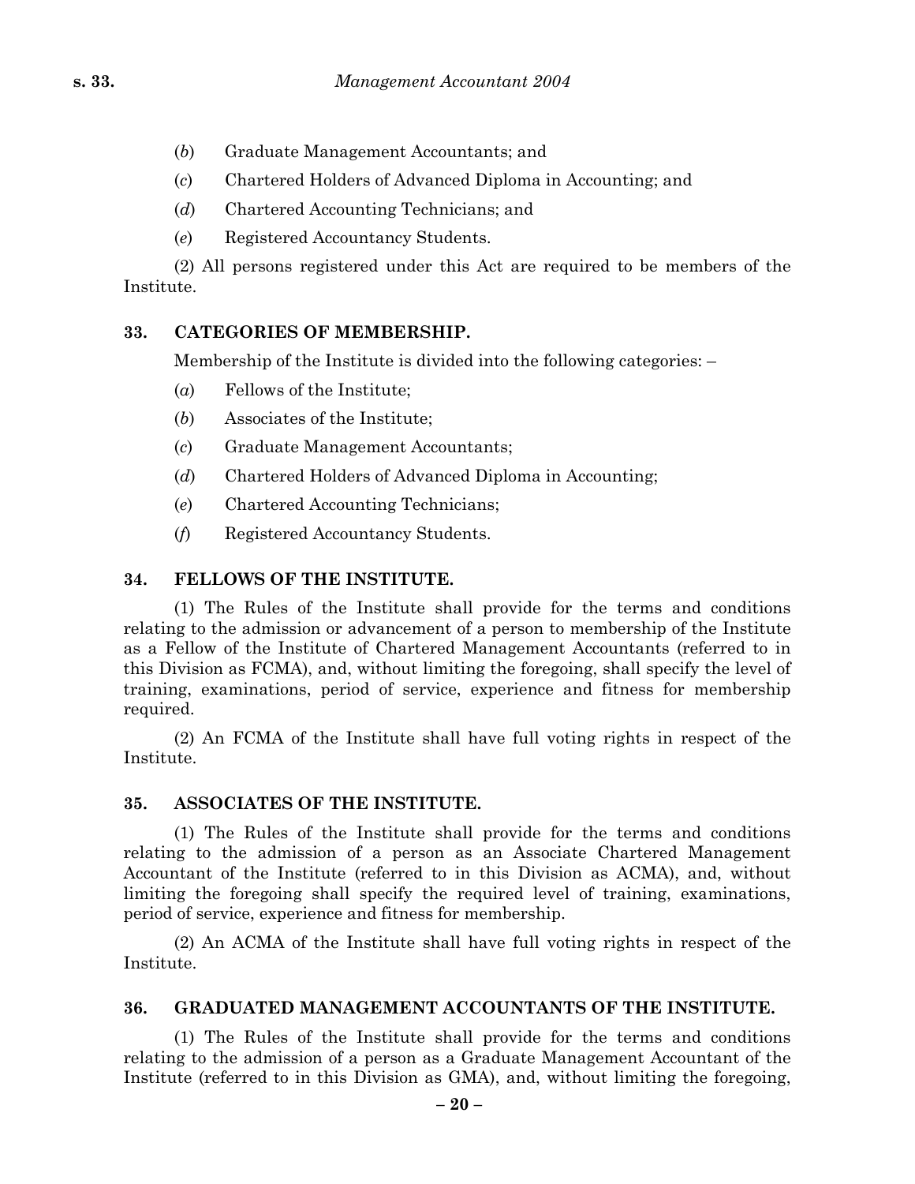(*b*) Graduate Management Accountants; and

(*c*) Chartered Holders of Advanced Diploma in Accounting; and

(*d*) Chartered Accounting Technicians; and

(*e*) Registered Accountancy Students.

(2) All persons registered under this Act are required to be members of the Institute.

### 33. CATEGORIES OF MEMBERSHIP.

Membership of the Institute is divided into the following categories: –

(*a*) Fellows of the Institute;

(*b*) Associates of the Institute;

(*c*) Graduate Management Accountants;

(*d*) Chartered Holders of Advanced Diploma in Accounting;

(*e*) Chartered Accounting Technicians;

(*f*) Registered Accountancy Students.

### 34. FELLOWS OF THE INSTITUTE.

(1) The Rules of the Institute shall provide for the terms and conditions relating to the admission or advancement of a person to membership of the Institute as a Fellow of the Institute of Chartered Management Accountants (referred to in this Division as FCMA), and, without limiting the foregoing, shall specify the level of training, examinations, period of service, experience and fitness for membership required.

(2) An FCMA of the Institute shall have full voting rights in respect of the Institute.

### 35. ASSOCIATES OF THE INSTITUTE.

(1) The Rules of the Institute shall provide for the terms and conditions relating to the admission of a person as an Associate Chartered Management Accountant of the Institute (referred to in this Division as ACMA), and, without limiting the foregoing shall specify the required level of training, examinations, period of service, experience and fitness for membership.

(2) An ACMA of the Institute shall have full voting rights in respect of the Institute.

### 36. GRADUATED MANAGEMENT ACCOUNTANTS OF THE INSTITUTE.

(1) The Rules of the Institute shall provide for the terms and conditions relating to the admission of a person as a Graduate Management Accountant of the Institute (referred to in this Division as GMA), and, without limiting the foregoing,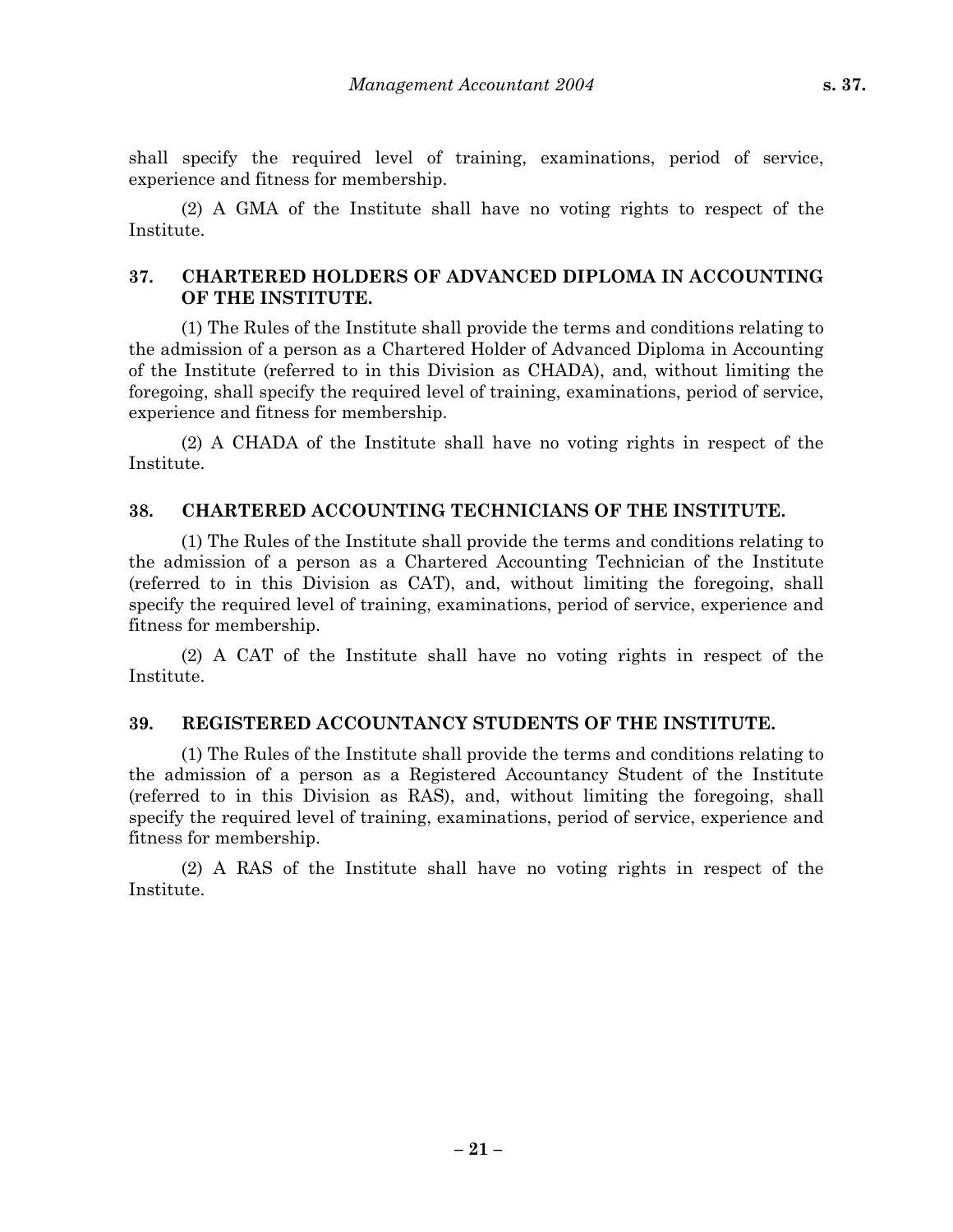shall specify the required level of training, examinations, period of service, experience and fitness for membership.

(2) A GMA of the Institute shall have no voting rights to respect of the Institute.

## 37. CHARTERED HOLDERS OF ADVANCED DIPLOMA IN ACCOUNTING OF THE INSTITUTE.

(1) The Rules of the Institute shall provide the terms and conditions relating to the admission of a person as a Chartered Holder of Advanced Diploma in Accounting of the Institute (referred to in this Division as CHADA), and, without limiting the foregoing, shall specify the required level of training, examinations, period of service, experience and fitness for membership.

(2) A CHADA of the Institute shall have no voting rights in respect of the Institute.

## 38. CHARTERED ACCOUNTING TECHNICIANS OF THE INSTITUTE.

(1) The Rules of the Institute shall provide the terms and conditions relating to the admission of a person as a Chartered Accounting Technician of the Institute (referred to in this Division as CAT), and, without limiting the foregoing, shall specify the required level of training, examinations, period of service, experience and fitness for membership.

(2) A CAT of the Institute shall have no voting rights in respect of the Institute.

## 39. REGISTERED ACCOUNTANCY STUDENTS OF THE INSTITUTE.

(1) The Rules of the Institute shall provide the terms and conditions relating to the admission of a person as a Registered Accountancy Student of the Institute (referred to in this Division as RAS), and, without limiting the foregoing, shall specify the required level of training, examinations, period of service, experience and fitness for membership.

(2) A RAS of the Institute shall have no voting rights in respect of the Institute.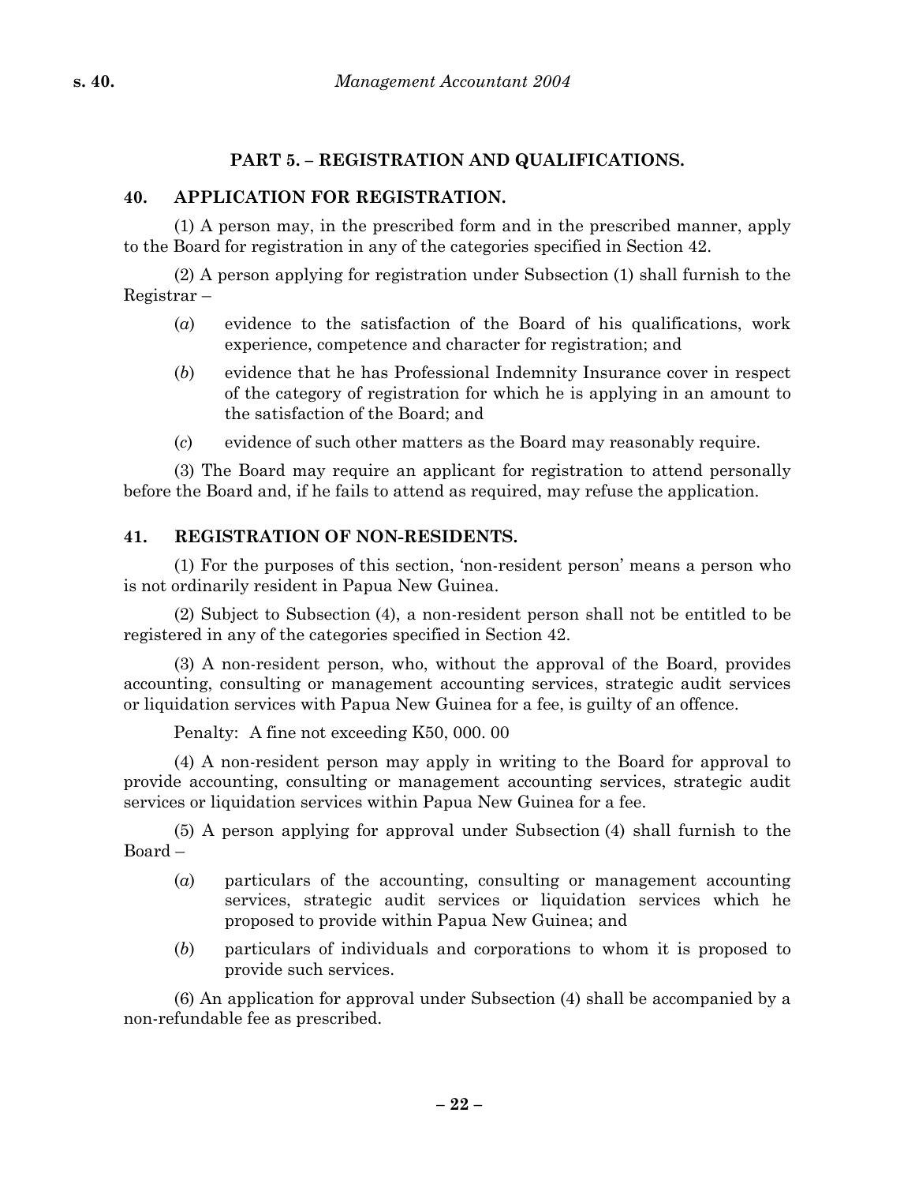## PART 5. – REGISTRATION AND QUALIFICATIONS.

### 40. APPLICATION FOR REGISTRATION.

(1) A person may, in the prescribed form and in the prescribed manner, apply to the Board for registration in any of the categories specified in Section 42.

(2) A person applying for registration under Subsection (1) shall furnish to the Registrar –

(*a*) evidence to the satisfaction of the Board of his qualifications, work experience, competence and character for registration; and

(*b*) evidence that he has Professional Indemnity Insurance cover in respect of the category of registration for which he is applying in an amount to the satisfaction of the Board; and

(*c*) evidence of such other matters as the Board may reasonably require.

(3) The Board may require an applicant for registration to attend personally before the Board and, if he fails to attend as required, may refuse the application.

### 41. REGISTRATION OF NON-RESIDENTS.

(1) For the purposes of this section, 'non-resident person' means a person who is not ordinarily resident in Papua New Guinea.

(2) Subject to Subsection (4), a non-resident person shall not be entitled to be registered in any of the categories specified in Section 42.

(3) A non-resident person, who, without the approval of the Board, provides accounting, consulting or management accounting services, strategic audit services or liquidation services with Papua New Guinea for a fee, is guilty of an offence.

Penalty: A fine not exceeding K50, 000. 00

(4) A non-resident person may apply in writing to the Board for approval to provide accounting, consulting or management accounting services, strategic audit services or liquidation services within Papua New Guinea for a fee.

(5) A person applying for approval under Subsection (4) shall furnish to the Board –

(*a*) particulars of the accounting, consulting or management accounting services, strategic audit services or liquidation services which he proposed to provide within Papua New Guinea; and

(*b*) particulars of individuals and corporations to whom it is proposed to provide such services.

(6) An application for approval under Subsection (4) shall be accompanied by a non-refundable fee as prescribed.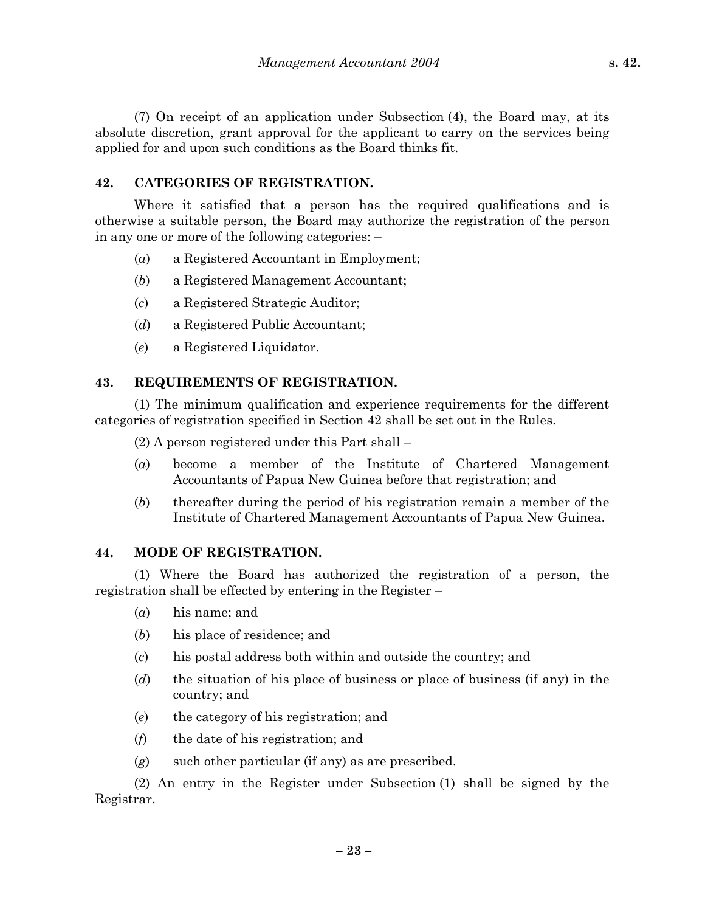(7) On receipt of an application under Subsection (4), the Board may, at its absolute discretion, grant approval for the applicant to carry on the services being applied for and upon such conditions as the Board thinks fit.

## 42. CATEGORIES OF REGISTRATION.

Where it satisfied that a person has the required qualifications and is otherwise a suitable person, the Board may authorize the registration of the person in any one or more of the following categories: –

(*a*) a Registered Accountant in Employment;

(*b*) a Registered Management Accountant;

(*c*) a Registered Strategic Auditor;

(*d*) a Registered Public Accountant;

(*e*) a Registered Liquidator.

## 43. REQUIREMENTS OF REGISTRATION.

(1) The minimum qualification and experience requirements for the different categories of registration specified in Section 42 shall be set out in the Rules.

(2) A person registered under this Part shall –

(*a*) become a member of the Institute of Chartered Management Accountants of Papua New Guinea before that registration; and

(*b*) thereafter during the period of his registration remain a member of the Institute of Chartered Management Accountants of Papua New Guinea.

## 44. MODE OF REGISTRATION.

(1) Where the Board has authorized the registration of a person, the registration shall be effected by entering in the Register –

(*a*) his name; and

(*b*) his place of residence; and

(*c*) his postal address both within and outside the country; and

(*d*) the situation of his place of business or place of business (if any) in the country; and

(*e*) the category of his registration; and

(*f*) the date of his registration; and

(*g*) such other particular (if any) as are prescribed.

(2) An entry in the Register under Subsection (1) shall be signed by the Registrar.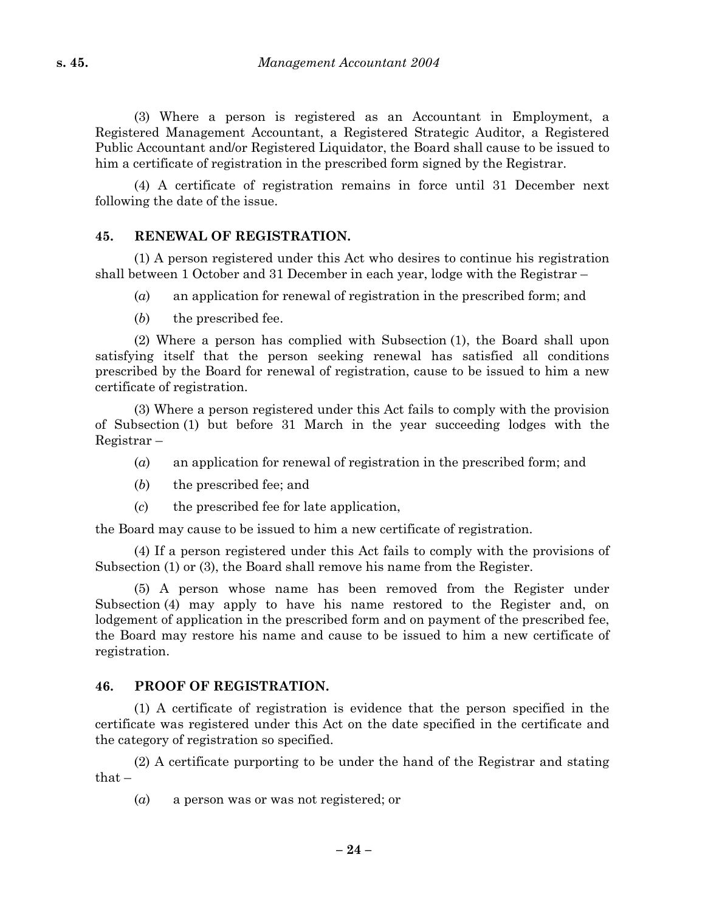(3) Where a person is registered as an Accountant in Employment, a Registered Management Accountant, a Registered Strategic Auditor, a Registered Public Accountant and/or Registered Liquidator, the Board shall cause to be issued to him a certificate of registration in the prescribed form signed by the Registrar.

(4) A certificate of registration remains in force until 31 December next following the date of the issue.

## 45. RENEWAL OF REGISTRATION.

(1) A person registered under this Act who desires to continue his registration shall between 1 October and 31 December in each year, lodge with the Registrar –

(*a*) an application for renewal of registration in the prescribed form; and

(*b*) the prescribed fee.

(2) Where a person has complied with Subsection (1), the Board shall upon satisfying itself that the person seeking renewal has satisfied all conditions prescribed by the Board for renewal of registration, cause to be issued to him a new certificate of registration.

(3) Where a person registered under this Act fails to comply with the provision of Subsection (1) but before 31 March in the year succeeding lodges with the Registrar –

(*a*) an application for renewal of registration in the prescribed form; and

(*b*) the prescribed fee; and

(*c*) the prescribed fee for late application,

the Board may cause to be issued to him a new certificate of registration.

(4) If a person registered under this Act fails to comply with the provisions of Subsection (1) or (3), the Board shall remove his name from the Register.

(5) A person whose name has been removed from the Register under Subsection (4) may apply to have his name restored to the Register and, on lodgement of application in the prescribed form and on payment of the prescribed fee, the Board may restore his name and cause to be issued to him a new certificate of registration.

## 46. PROOF OF REGISTRATION.

(1) A certificate of registration is evidence that the person specified in the certificate was registered under this Act on the date specified in the certificate and the category of registration so specified.

(2) A certificate purporting to be under the hand of the Registrar and stating that –

(*a*) a person was or was not registered; or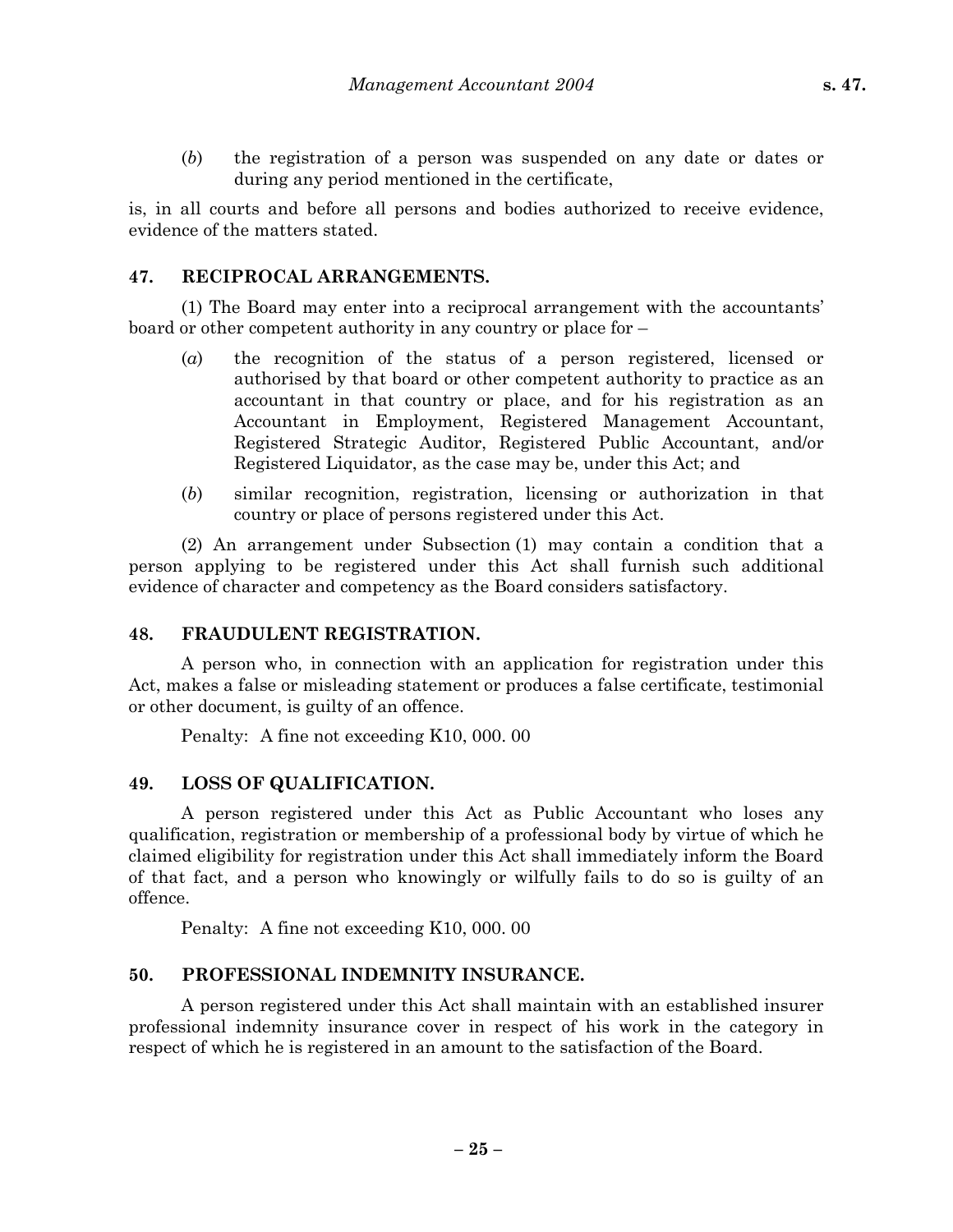(*b*) the registration of a person was suspended on any date or dates or during any period mentioned in the certificate,

is, in all courts and before all persons and bodies authorized to receive evidence, evidence of the matters stated.

## 47. RECIPROCAL ARRANGEMENTS.

(1) The Board may enter into a reciprocal arrangement with the accountants' board or other competent authority in any country or place for –

(*a*) the recognition of the status of a person registered, licensed or authorised by that board or other competent authority to practice as an accountant in that country or place, and for his registration as an Accountant in Employment, Registered Management Accountant, Registered Strategic Auditor, Registered Public Accountant, and/or Registered Liquidator, as the case may be, under this Act; and

(*b*) similar recognition, registration, licensing or authorization in that country or place of persons registered under this Act.

(2) An arrangement under Subsection (1) may contain a condition that a person applying to be registered under this Act shall furnish such additional evidence of character and competency as the Board considers satisfactory.

## 48. FRAUDULENT REGISTRATION.

A person who, in connection with an application for registration under this Act, makes a false or misleading statement or produces a false certificate, testimonial or other document, is guilty of an offence.

Penalty: A fine not exceeding K10, 000. 00

## 49. LOSS OF QUALIFICATION.

A person registered under this Act as Public Accountant who loses any qualification, registration or membership of a professional body by virtue of which he claimed eligibility for registration under this Act shall immediately inform the Board of that fact, and a person who knowingly or wilfully fails to do so is guilty of an offence.

Penalty: A fine not exceeding K10, 000. 00

## 50. PROFESSIONAL INDEMNITY INSURANCE.

A person registered under this Act shall maintain with an established insurer professional indemnity insurance cover in respect of his work in the category in respect of which he is registered in an amount to the satisfaction of the Board.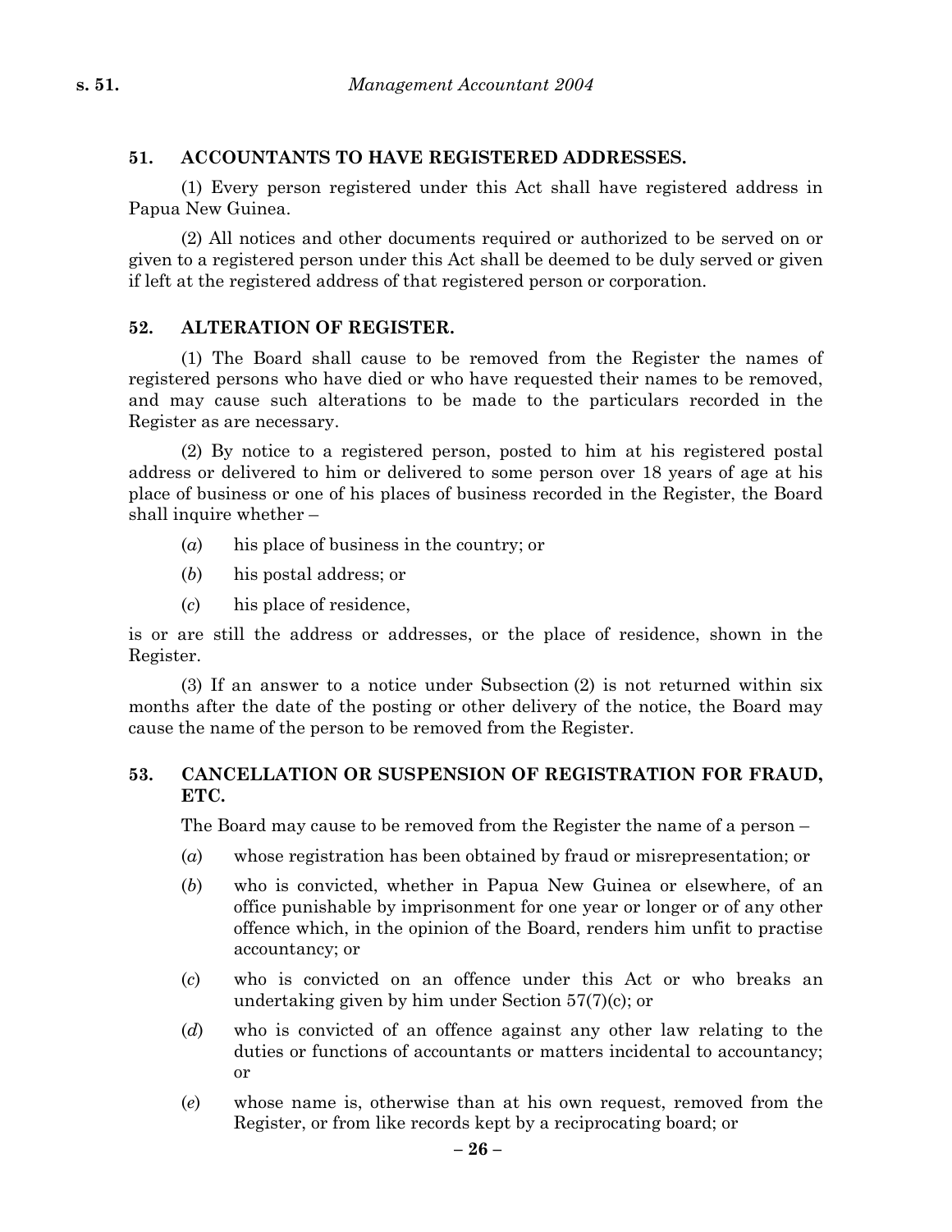## 51. ACCOUNTANTS TO HAVE REGISTERED ADDRESSES.

(1) Every person registered under this Act shall have registered address in Papua New Guinea.

(2) All notices and other documents required or authorized to be served on or given to a registered person under this Act shall be deemed to be duly served or given if left at the registered address of that registered person or corporation.

## 52. ALTERATION OF REGISTER.

(1) The Board shall cause to be removed from the Register the names of registered persons who have died or who have requested their names to be removed, and may cause such alterations to be made to the particulars recorded in the Register as are necessary.

(2) By notice to a registered person, posted to him at his registered postal address or delivered to him or delivered to some person over 18 years of age at his place of business or one of his places of business recorded in the Register, the Board shall inquire whether –

(*a*) his place of business in the country; or

(*b*) his postal address; or

(*c*) his place of residence,

is or are still the address or addresses, or the place of residence, shown in the Register.

(3) If an answer to a notice under Subsection (2) is not returned within six months after the date of the posting or other delivery of the notice, the Board may cause the name of the person to be removed from the Register.

## 53. CANCELLATION OR SUSPENSION OF REGISTRATION FOR FRAUD, ETC.

The Board may cause to be removed from the Register the name of a person –

(*a*) whose registration has been obtained by fraud or misrepresentation; or

(*b*) who is convicted, whether in Papua New Guinea or elsewhere, of an office punishable by imprisonment for one year or longer or of any other offence which, in the opinion of the Board, renders him unfit to practise accountancy; or

(*c*) who is convicted on an offence under this Act or who breaks an undertaking given by him under Section 57(7)(c); or

(*d*) who is convicted of an offence against any other law relating to the duties or functions of accountants or matters incidental to accountancy; or

(*e*) whose name is, otherwise than at his own request, removed from the Register, or from like records kept by a reciprocating board; or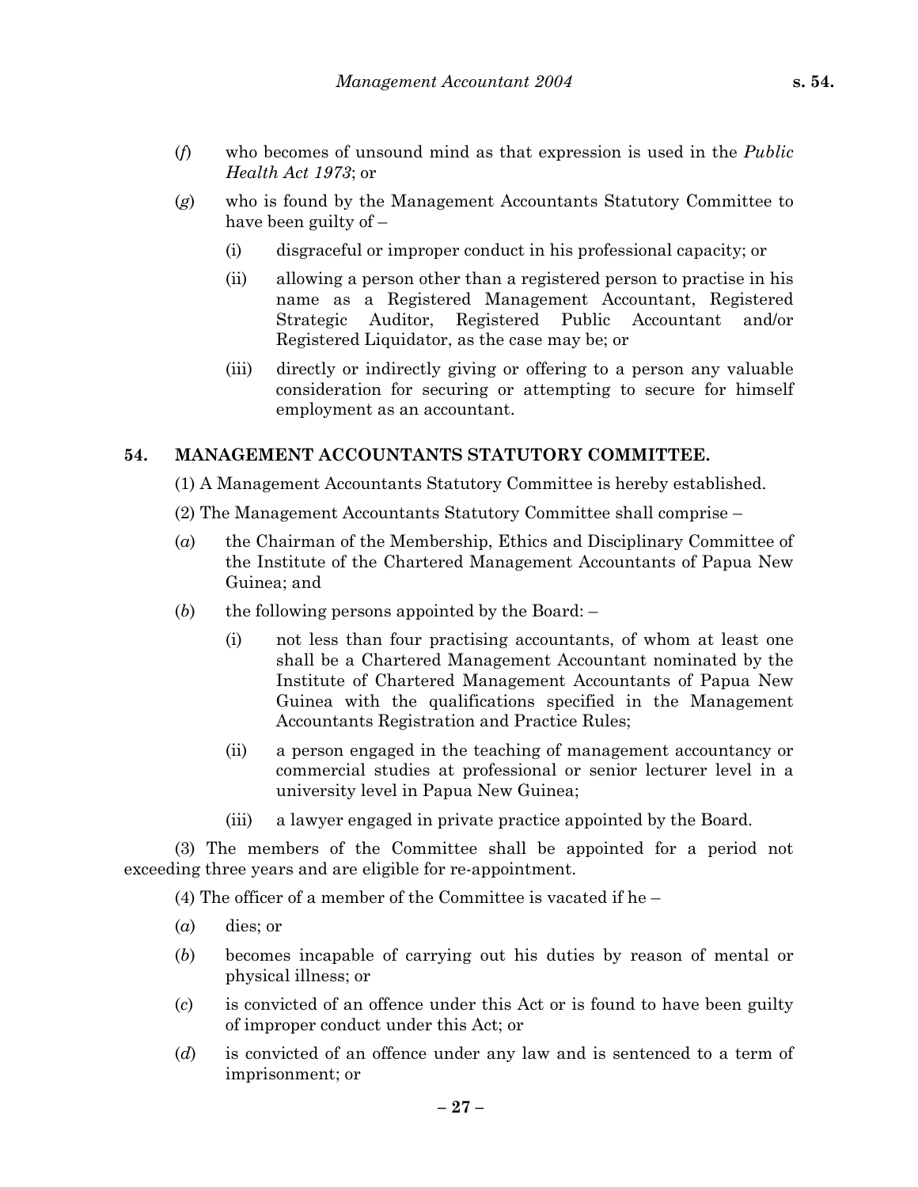(*f*) who becomes of unsound mind as that expression is used in the *Public Health Act 1973*; or

(*g*) who is found by the Management Accountants Statutory Committee to have been guilty of –

(i) disgraceful or improper conduct in his professional capacity; or

(ii) allowing a person other than a registered person to practise in his name as a Registered Management Accountant, Registered Strategic Auditor, Registered Public Accountant and/or Registered Liquidator, as the case may be; or

(iii) directly or indirectly giving or offering to a person any valuable consideration for securing or attempting to secure for himself employment as an accountant.

## 54. MANAGEMENT ACCOUNTANTS STATUTORY COMMITTEE.

(1) A Management Accountants Statutory Committee is hereby established.

(2) The Management Accountants Statutory Committee shall comprise –

(*a*) the Chairman of the Membership, Ethics and Disciplinary Committee of the Institute of the Chartered Management Accountants of Papua New Guinea; and

(*b*) the following persons appointed by the Board: –

(i) not less than four practising accountants, of whom at least one shall be a Chartered Management Accountant nominated by the Institute of Chartered Management Accountants of Papua New Guinea with the qualifications specified in the Management Accountants Registration and Practice Rules;

(ii) a person engaged in the teaching of management accountancy or commercial studies at professional or senior lecturer level in a university level in Papua New Guinea;

(iii) a lawyer engaged in private practice appointed by the Board.

(3) The members of the Committee shall be appointed for a period not exceeding three years and are eligible for re-appointment.

(4) The officer of a member of the Committee is vacated if he –

(*a*) dies; or

(*b*) becomes incapable of carrying out his duties by reason of mental or physical illness; or

(*c*) is convicted of an offence under this Act or is found to have been guilty of improper conduct under this Act; or

(*d*) is convicted of an offence under any law and is sentenced to a term of imprisonment; or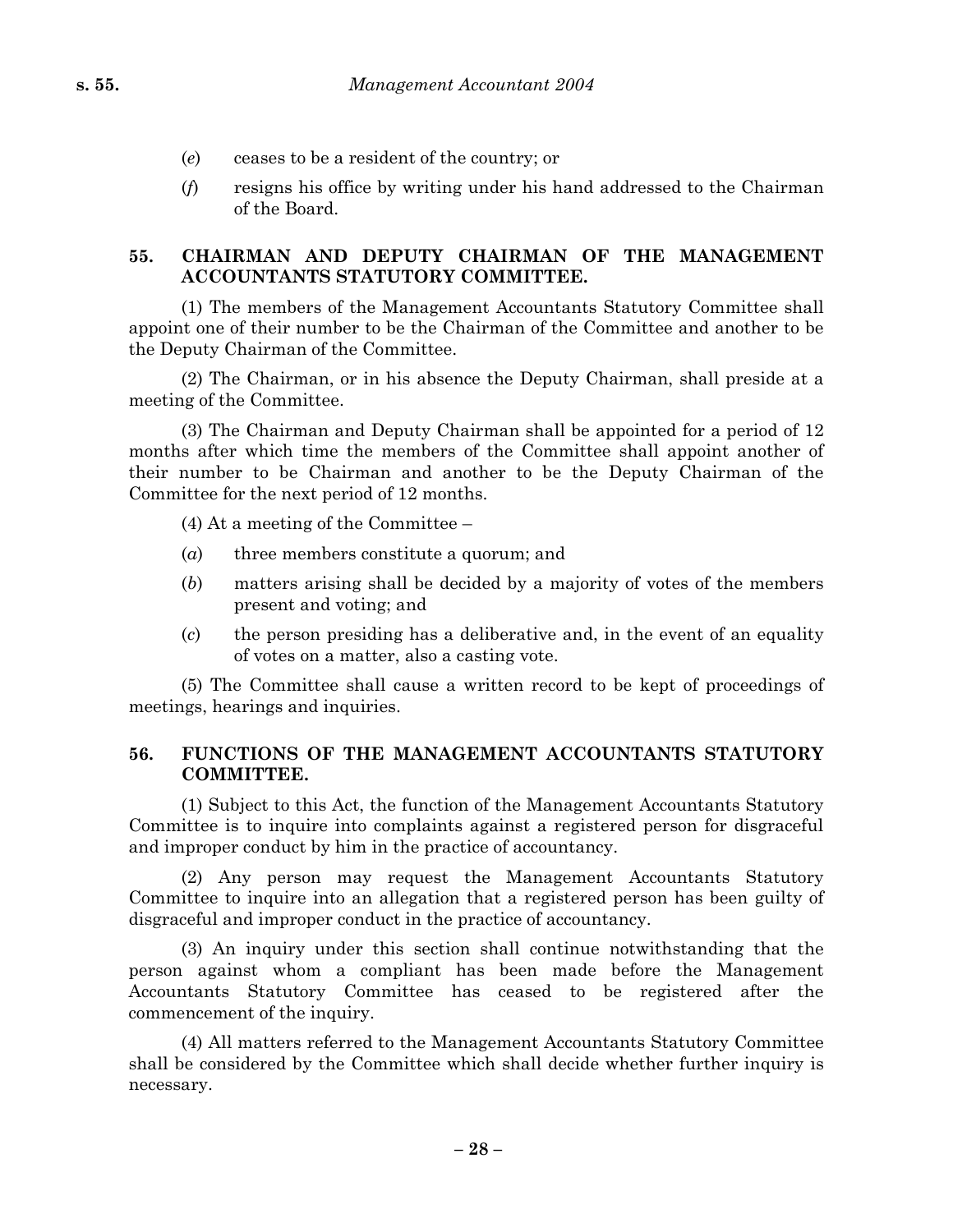(*e*) ceases to be a resident of the country; or

(*f*) resigns his office by writing under his hand addressed to the Chairman of the Board.

## 55. CHAIRMAN AND DEPUTY CHAIRMAN OF THE MANAGEMENT ACCOUNTANTS STATUTORY COMMITTEE.

(1) The members of the Management Accountants Statutory Committee shall appoint one of their number to be the Chairman of the Committee and another to be the Deputy Chairman of the Committee.

(2) The Chairman, or in his absence the Deputy Chairman, shall preside at a meeting of the Committee.

(3) The Chairman and Deputy Chairman shall be appointed for a period of 12 months after which time the members of the Committee shall appoint another of their number to be Chairman and another to be the Deputy Chairman of the Committee for the next period of 12 months.

(4) At a meeting of the Committee –

(*a*) three members constitute a quorum; and

(*b*) matters arising shall be decided by a majority of votes of the members present and voting; and

(*c*) the person presiding has a deliberative and, in the event of an equality of votes on a matter, also a casting vote.

(5) The Committee shall cause a written record to be kept of proceedings of meetings, hearings and inquiries.

## 56. FUNCTIONS OF THE MANAGEMENT ACCOUNTANTS STATUTORY COMMITTEE.

(1) Subject to this Act, the function of the Management Accountants Statutory Committee is to inquire into complaints against a registered person for disgraceful and improper conduct by him in the practice of accountancy.

(2) Any person may request the Management Accountants Statutory Committee to inquire into an allegation that a registered person has been guilty of disgraceful and improper conduct in the practice of accountancy.

(3) An inquiry under this section shall continue notwithstanding that the person against whom a compliant has been made before the Management Accountants Statutory Committee has ceased to be registered after the commencement of the inquiry.

(4) All matters referred to the Management Accountants Statutory Committee shall be considered by the Committee which shall decide whether further inquiry is necessary.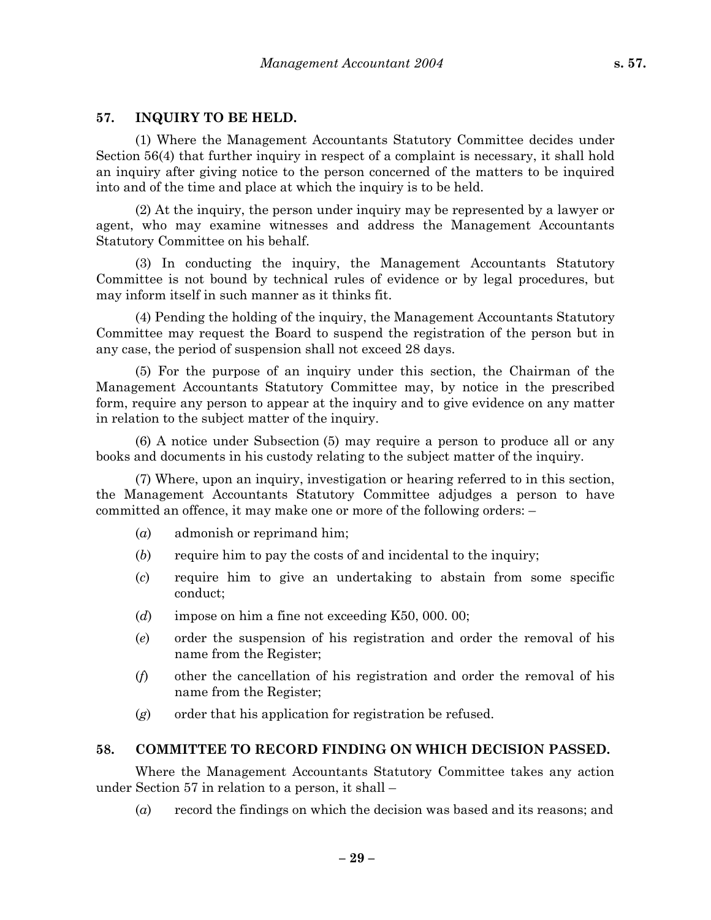## 57. INQUIRY TO BE HELD.

(1) Where the Management Accountants Statutory Committee decides under Section 56(4) that further inquiry in respect of a complaint is necessary, it shall hold an inquiry after giving notice to the person concerned of the matters to be inquired into and of the time and place at which the inquiry is to be held.

(2) At the inquiry, the person under inquiry may be represented by a lawyer or agent, who may examine witnesses and address the Management Accountants Statutory Committee on his behalf.

(3) In conducting the inquiry, the Management Accountants Statutory Committee is not bound by technical rules of evidence or by legal procedures, but may inform itself in such manner as it thinks fit.

(4) Pending the holding of the inquiry, the Management Accountants Statutory Committee may request the Board to suspend the registration of the person but in any case, the period of suspension shall not exceed 28 days.

(5) For the purpose of an inquiry under this section, the Chairman of the Management Accountants Statutory Committee may, by notice in the prescribed form, require any person to appear at the inquiry and to give evidence on any matter in relation to the subject matter of the inquiry.

(6) A notice under Subsection (5) may require a person to produce all or any books and documents in his custody relating to the subject matter of the inquiry.

(7) Where, upon an inquiry, investigation or hearing referred to in this section, the Management Accountants Statutory Committee adjudges a person to have committed an offence, it may make one or more of the following orders: –

(*a*) admonish or reprimand him;

(*b*) require him to pay the costs of and incidental to the inquiry;

(*c*) require him to give an undertaking to abstain from some specific conduct;

(*d*) impose on him a fine not exceeding K50, 000. 00;

(*e*) order the suspension of his registration and order the removal of his name from the Register;

(*f*) other the cancellation of his registration and order the removal of his name from the Register;

(*g*) order that his application for registration be refused.

## 58. COMMITTEE TO RECORD FINDING ON WHICH DECISION PASSED.

Where the Management Accountants Statutory Committee takes any action under Section 57 in relation to a person, it shall –

(*a*) record the findings on which the decision was based and its reasons; and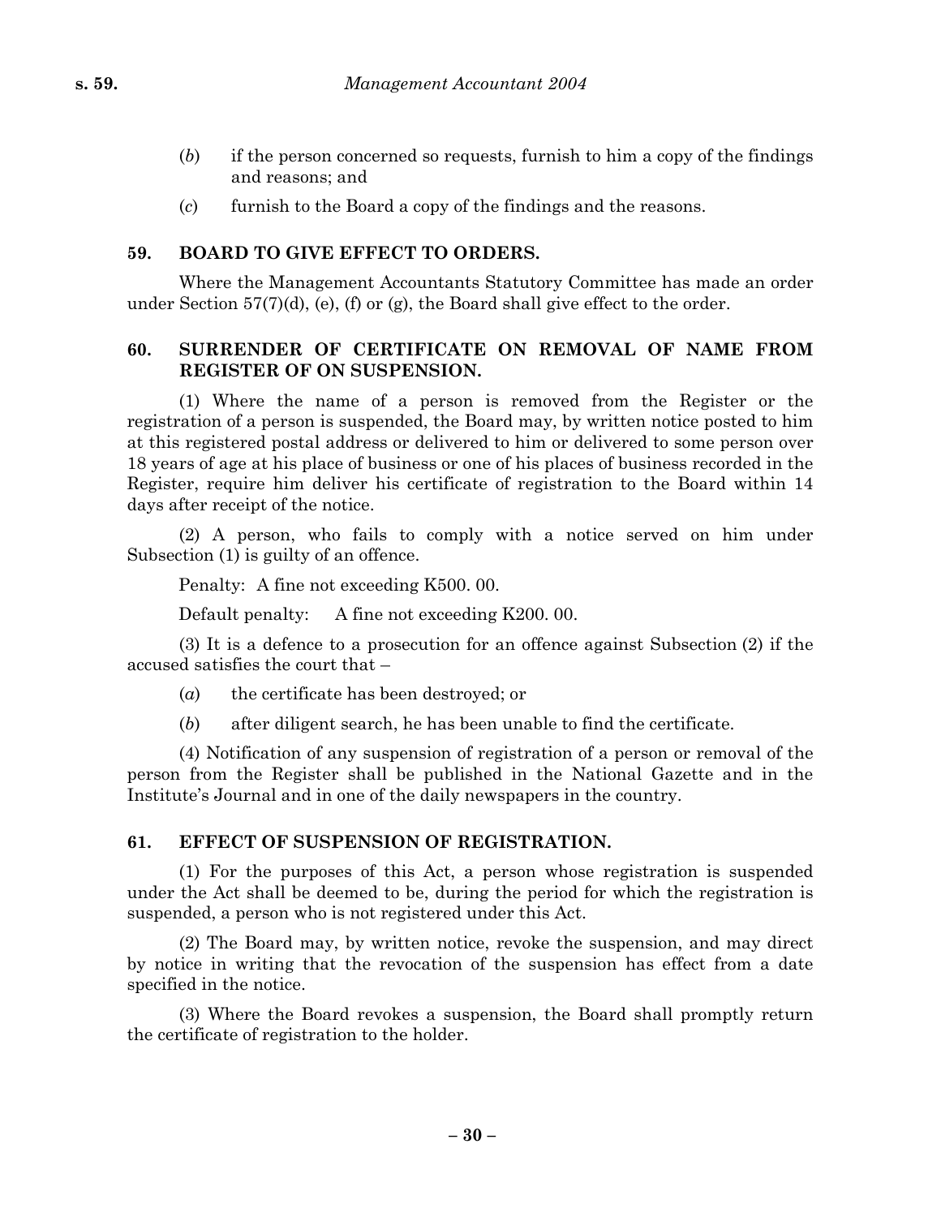(*b*) if the person concerned so requests, furnish to him a copy of the findings and reasons; and

(*c*) furnish to the Board a copy of the findings and the reasons.

### 59. BOARD TO GIVE EFFECT TO ORDERS.

Where the Management Accountants Statutory Committee has made an order under Section 57(7)(d), (e), (f) or (g), the Board shall give effect to the order.

### 60. SURRENDER OF CERTIFICATE ON REMOVAL OF NAME FROM REGISTER OF ON SUSPENSION.

(1) Where the name of a person is removed from the Register or the registration of a person is suspended, the Board may, by written notice posted to him at this registered postal address or delivered to him or delivered to some person over 18 years of age at his place of business or one of his places of business recorded in the Register, require him deliver his certificate of registration to the Board within 14 days after receipt of the notice.

(2) A person, who fails to comply with a notice served on him under Subsection (1) is guilty of an offence.

Penalty: A fine not exceeding K500. 00.

Default penalty: A fine not exceeding K200. 00.

(3) It is a defence to a prosecution for an offence against Subsection (2) if the accused satisfies the court that –

(*a*) the certificate has been destroyed; or

(*b*) after diligent search, he has been unable to find the certificate.

(4) Notification of any suspension of registration of a person or removal of the person from the Register shall be published in the National Gazette and in the Institute's Journal and in one of the daily newspapers in the country.

### 61. EFFECT OF SUSPENSION OF REGISTRATION.

(1) For the purposes of this Act, a person whose registration is suspended under the Act shall be deemed to be, during the period for which the registration is suspended, a person who is not registered under this Act.

(2) The Board may, by written notice, revoke the suspension, and may direct by notice in writing that the revocation of the suspension has effect from a date specified in the notice.

(3) Where the Board revokes a suspension, the Board shall promptly return the certificate of registration to the holder.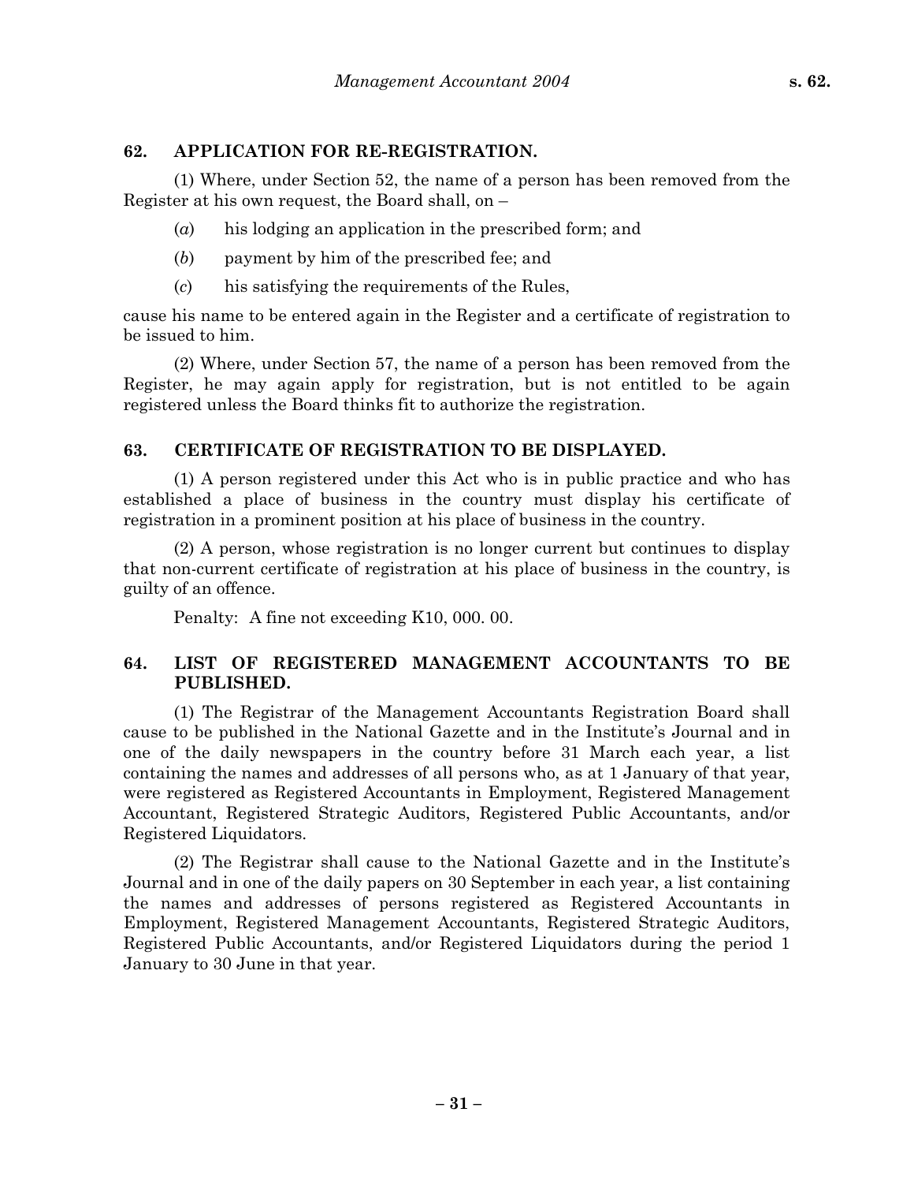## 62. APPLICATION FOR RE-REGISTRATION.

(1) Where, under Section 52, the name of a person has been removed from the Register at his own request, the Board shall, on –

(*a*) his lodging an application in the prescribed form; and

(*b*) payment by him of the prescribed fee; and

(*c*) his satisfying the requirements of the Rules,

cause his name to be entered again in the Register and a certificate of registration to be issued to him.

(2) Where, under Section 57, the name of a person has been removed from the Register, he may again apply for registration, but is not entitled to be again registered unless the Board thinks fit to authorize the registration.

## 63. CERTIFICATE OF REGISTRATION TO BE DISPLAYED.

(1) A person registered under this Act who is in public practice and who has established a place of business in the country must display his certificate of registration in a prominent position at his place of business in the country.

(2) A person, whose registration is no longer current but continues to display that non-current certificate of registration at his place of business in the country, is guilty of an offence.

Penalty: A fine not exceeding K10, 000. 00.

## 64. LIST OF REGISTERED MANAGEMENT ACCOUNTANTS TO BE PUBLISHED.

(1) The Registrar of the Management Accountants Registration Board shall cause to be published in the National Gazette and in the Institute's Journal and in one of the daily newspapers in the country before 31 March each year, a list containing the names and addresses of all persons who, as at 1 January of that year, were registered as Registered Accountants in Employment, Registered Management Accountant, Registered Strategic Auditors, Registered Public Accountants, and/or Registered Liquidators.

(2) The Registrar shall cause to the National Gazette and in the Institute's Journal and in one of the daily papers on 30 September in each year, a list containing the names and addresses of persons registered as Registered Accountants in Employment, Registered Management Accountants, Registered Strategic Auditors, Registered Public Accountants, and/or Registered Liquidators during the period 1 January to 30 June in that year.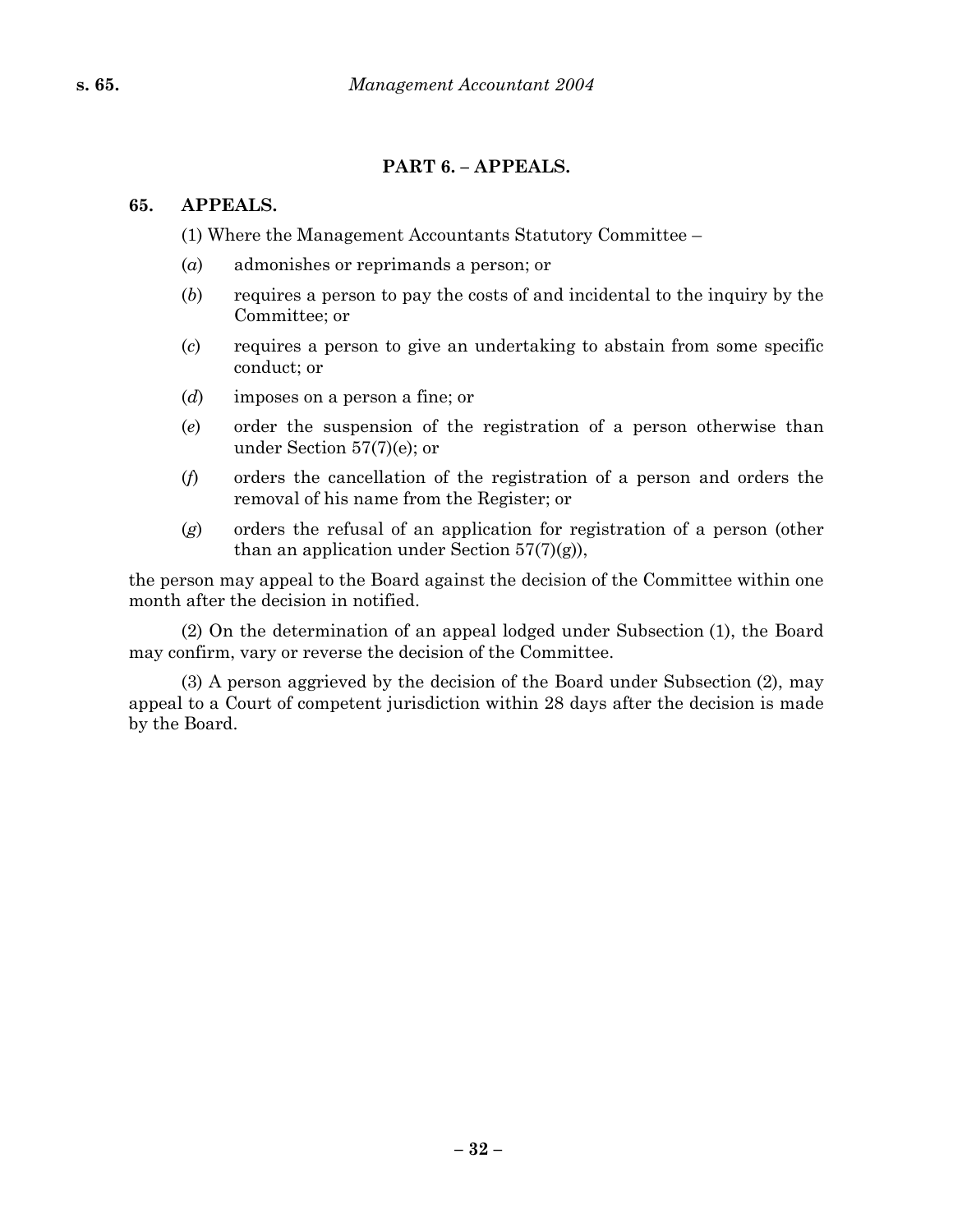## PART 6. – APPEALS.

### 65. APPEALS.

(1) Where the Management Accountants Statutory Committee –

(*a*) admonishes or reprimands a person; or

(*b*) requires a person to pay the costs of and incidental to the inquiry by the Committee; or

(*c*) requires a person to give an undertaking to abstain from some specific conduct; or

(*d*) imposes on a person a fine; or

(*e*) order the suspension of the registration of a person otherwise than under Section 57(7)(e); or

(*f*) orders the cancellation of the registration of a person and orders the removal of his name from the Register; or

(*g*) orders the refusal of an application for registration of a person (other than an application under Section 57(7)(g)),

the person may appeal to the Board against the decision of the Committee within one month after the decision in notified.

(2) On the determination of an appeal lodged under Subsection (1), the Board may confirm, vary or reverse the decision of the Committee.

(3) A person aggrieved by the decision of the Board under Subsection (2), may appeal to a Court of competent jurisdiction within 28 days after the decision is made by the Board.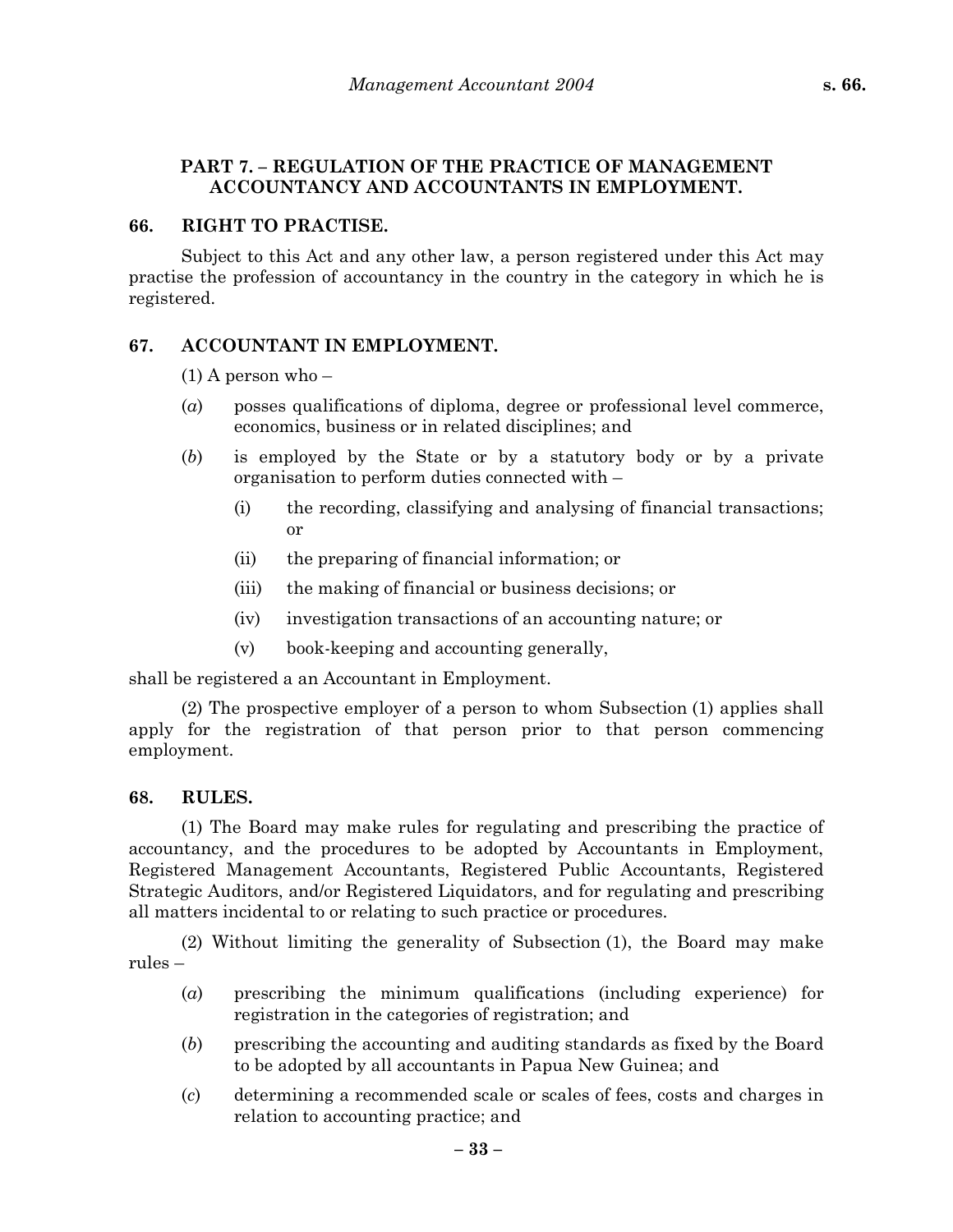## PART 7. – REGULATION OF THE PRACTICE OF MANAGEMENT ACCOUNTANCY AND ACCOUNTANTS IN EMPLOYMENT.

### 66. RIGHT TO PRACTISE.

Subject to this Act and any other law, a person registered under this Act may practise the profession of accountancy in the country in the category in which he is registered.

### 67. ACCOUNTANT IN EMPLOYMENT.

(1) A person who –

(*a*) posses qualifications of diploma, degree or professional level commerce, economics, business or in related disciplines; and

(*b*) is employed by the State or by a statutory body or by a private organisation to perform duties connected with –

(i) the recording, classifying and analysing of financial transactions; or

(ii) the preparing of financial information; or

(iii) the making of financial or business decisions; or

(iv) investigation transactions of an accounting nature; or

(v) book-keeping and accounting generally,

shall be registered a an Accountant in Employment.

(2) The prospective employer of a person to whom Subsection (1) applies shall apply for the registration of that person prior to that person commencing employment.

### 68. RULES.

(1) The Board may make rules for regulating and prescribing the practice of accountancy, and the procedures to be adopted by Accountants in Employment, Registered Management Accountants, Registered Public Accountants, Registered Strategic Auditors, and/or Registered Liquidators, and for regulating and prescribing all matters incidental to or relating to such practice or procedures.

(2) Without limiting the generality of Subsection (1), the Board may make rules –

(*a*) prescribing the minimum qualifications (including experience) for registration in the categories of registration; and

(*b*) prescribing the accounting and auditing standards as fixed by the Board to be adopted by all accountants in Papua New Guinea; and

(*c*) determining a recommended scale or scales of fees, costs and charges in relation to accounting practice; and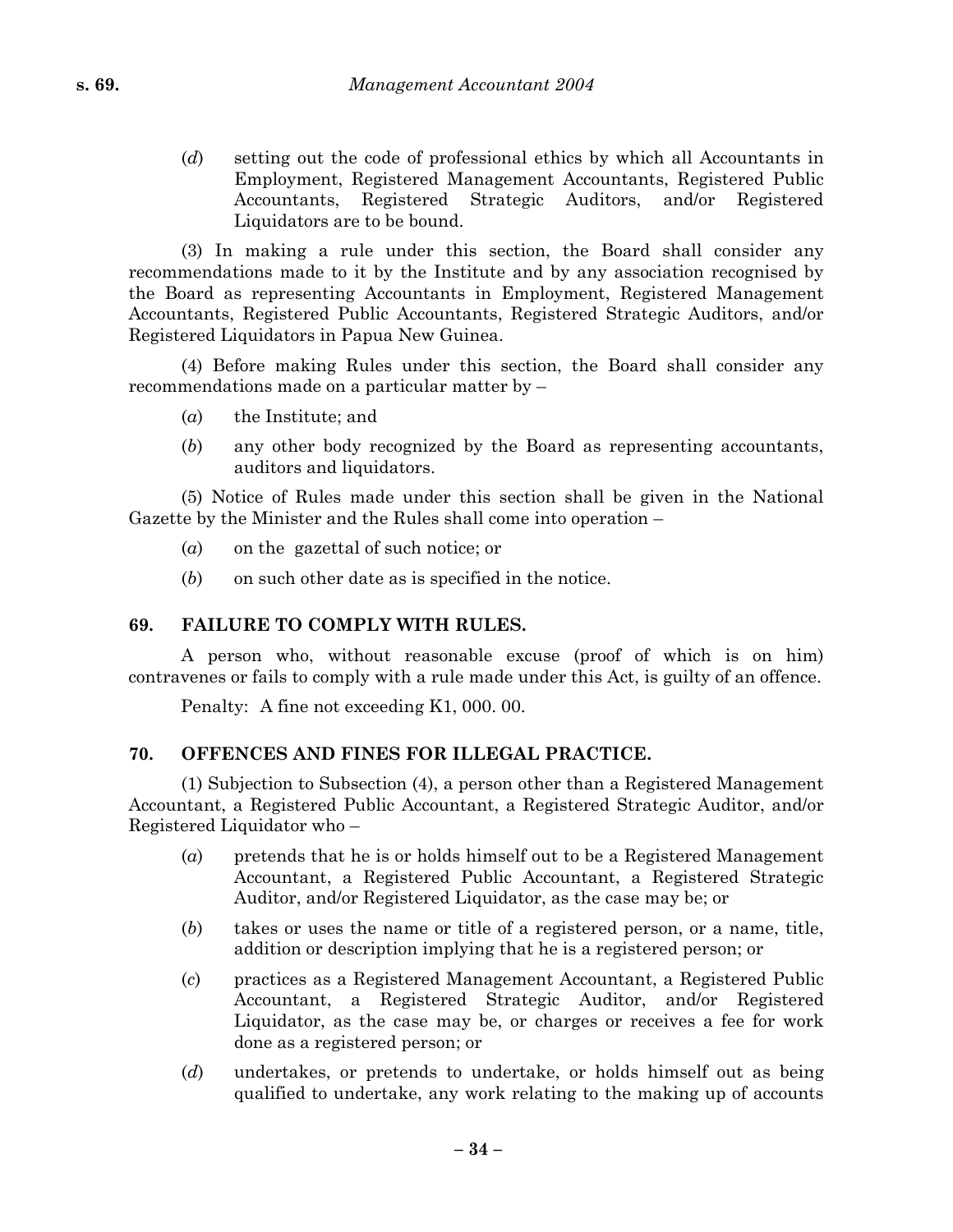(*d*) setting out the code of professional ethics by which all Accountants in Employment, Registered Management Accountants, Registered Public Accountants, Registered Strategic Auditors, and/or Registered Liquidators are to be bound.

(3) In making a rule under this section, the Board shall consider any recommendations made to it by the Institute and by any association recognised by the Board as representing Accountants in Employment, Registered Management Accountants, Registered Public Accountants, Registered Strategic Auditors, and/or Registered Liquidators in Papua New Guinea.

(4) Before making Rules under this section, the Board shall consider any recommendations made on a particular matter by –

(*a*) the Institute; and

(*b*) any other body recognized by the Board as representing accountants, auditors and liquidators.

(5) Notice of Rules made under this section shall be given in the National Gazette by the Minister and the Rules shall come into operation –

(*a*) on the gazettal of such notice; or

(*b*) on such other date as is specified in the notice.

**69. FAILURE TO COMPLY WITH RULES.**

A person who, without reasonable excuse (proof of which is on him) contravenes or fails to comply with a rule made under this Act, is guilty of an offence.

Penalty: A fine not exceeding K1, 000. 00.

**70. OFFENCES AND FINES FOR ILLEGAL PRACTICE.**

(1) Subjection to Subsection (4), a person other than a Registered Management Accountant, a Registered Public Accountant, a Registered Strategic Auditor, and/or Registered Liquidator who –

(*a*) pretends that he is or holds himself out to be a Registered Management Accountant, a Registered Public Accountant, a Registered Strategic Auditor, and/or Registered Liquidator, as the case may be; or

(*b*) takes or uses the name or title of a registered person, or a name, title, addition or description implying that he is a registered person; or

(*c*) practices as a Registered Management Accountant, a Registered Public Accountant, a Registered Strategic Auditor, and/or Registered Liquidator, as the case may be, or charges or receives a fee for work done as a registered person; or

(*d*) undertakes, or pretends to undertake, or holds himself out as being qualified to undertake, any work relating to the making up of accounts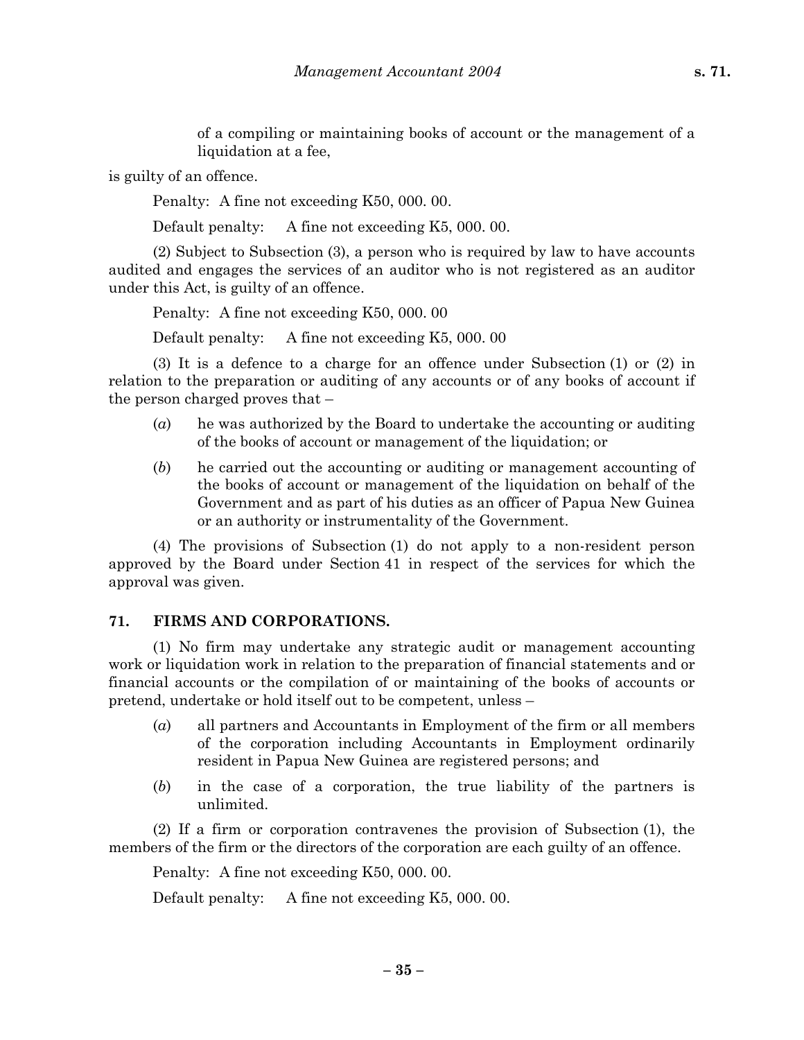of a compiling or maintaining books of account or the management of a liquidation at a fee,

is guilty of an offence.

Penalty: A fine not exceeding K50, 000. 00.

Default penalty: A fine not exceeding K5, 000. 00.

(2) Subject to Subsection (3), a person who is required by law to have accounts audited and engages the services of an auditor who is not registered as an auditor under this Act, is guilty of an offence.

Penalty: A fine not exceeding K50, 000. 00

Default penalty: A fine not exceeding K5, 000. 00

(3) It is a defence to a charge for an offence under Subsection (1) or (2) in relation to the preparation or auditing of any accounts or of any books of account if the person charged proves that –

(*a*) he was authorized by the Board to undertake the accounting or auditing of the books of account or management of the liquidation; or

(*b*) he carried out the accounting or auditing or management accounting of the books of account or management of the liquidation on behalf of the Government and as part of his duties as an officer of Papua New Guinea or an authority or instrumentality of the Government.

(4) The provisions of Subsection (1) do not apply to a non-resident person approved by the Board under Section 41 in respect of the services for which the approval was given.

### 71. FIRMS AND CORPORATIONS.

(1) No firm may undertake any strategic audit or management accounting work or liquidation work in relation to the preparation of financial statements and or financial accounts or the compilation of or maintaining of the books of accounts or pretend, undertake or hold itself out to be competent, unless –

(*a*) all partners and Accountants in Employment of the firm or all members of the corporation including Accountants in Employment ordinarily resident in Papua New Guinea are registered persons; and

(*b*) in the case of a corporation, the true liability of the partners is unlimited.

(2) If a firm or corporation contravenes the provision of Subsection (1), the members of the firm or the directors of the corporation are each guilty of an offence.

Penalty: A fine not exceeding K50, 000. 00.

Default penalty: A fine not exceeding K5, 000. 00.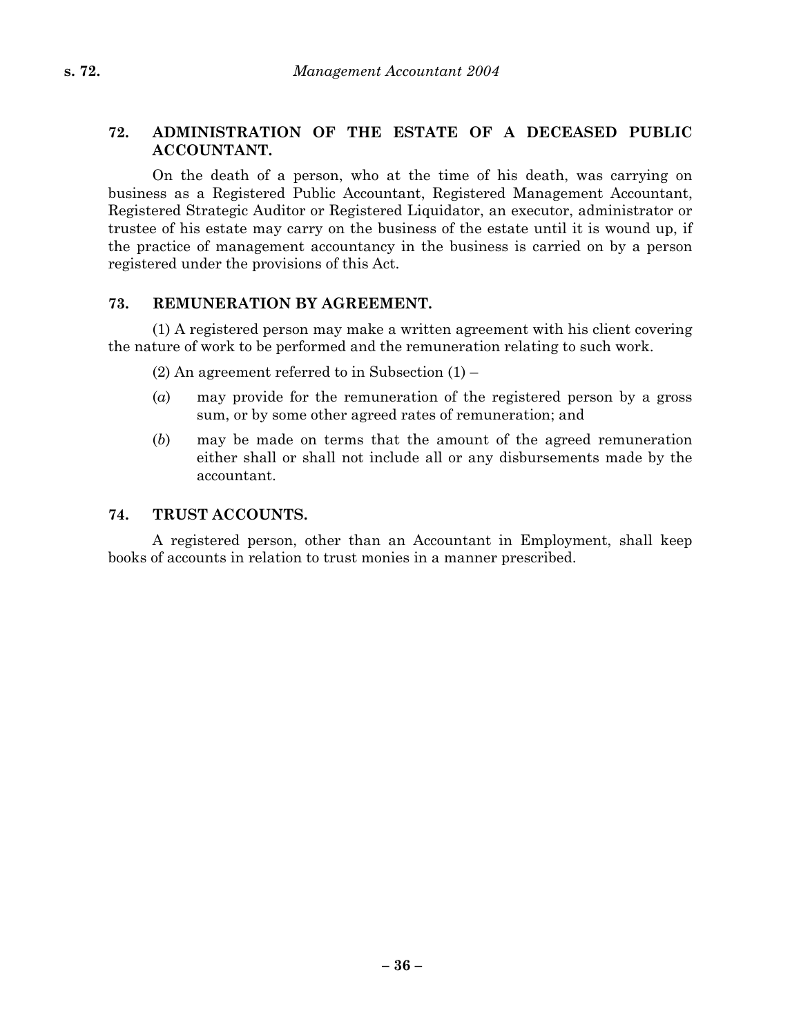### 72. ADMINISTRATION OF THE ESTATE OF A DECEASED PUBLIC ACCOUNTANT.

On the death of a person, who at the time of his death, was carrying on business as a Registered Public Accountant, Registered Management Accountant, Registered Strategic Auditor or Registered Liquidator, an executor, administrator or trustee of his estate may carry on the business of the estate until it is wound up, if the practice of management accountancy in the business is carried on by a person registered under the provisions of this Act.

### 73. REMUNERATION BY AGREEMENT.

(1) A registered person may make a written agreement with his client covering the nature of work to be performed and the remuneration relating to such work.

(2) An agreement referred to in Subsection (1) –

(*a*) may provide for the remuneration of the registered person by a gross sum, or by some other agreed rates of remuneration; and

(*b*) may be made on terms that the amount of the agreed remuneration either shall or shall not include all or any disbursements made by the accountant.

### 74. TRUST ACCOUNTS.

A registered person, other than an Accountant in Employment, shall keep books of accounts in relation to trust monies in a manner prescribed.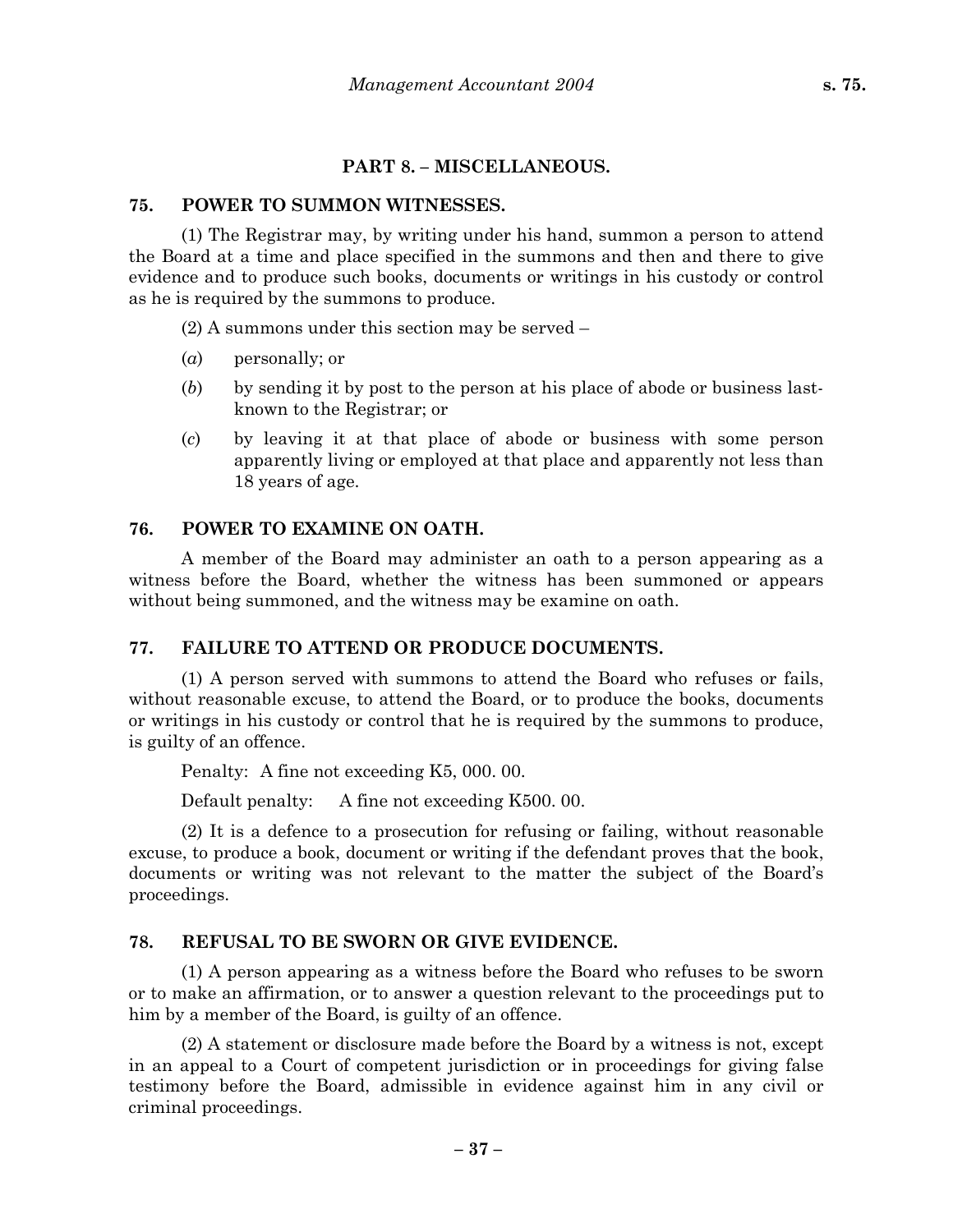## PART 8. – MISCELLANEOUS.

### 75. POWER TO SUMMON WITNESSES.

(1) The Registrar may, by writing under his hand, summon a person to attend the Board at a time and place specified in the summons and then and there to give evidence and to produce such books, documents or writings in his custody or control as he is required by the summons to produce.

(2) A summons under this section may be served –

(*a*) personally; or

(*b*) by sending it by post to the person at his place of abode or business last-known to the Registrar; or

(*c*) by leaving it at that place of abode or business with some person apparently living or employed at that place and apparently not less than 18 years of age.

### 76. POWER TO EXAMINE ON OATH.

A member of the Board may administer an oath to a person appearing as a witness before the Board, whether the witness has been summoned or appears without being summoned, and the witness may be examine on oath.

### 77. FAILURE TO ATTEND OR PRODUCE DOCUMENTS.

(1) A person served with summons to attend the Board who refuses or fails, without reasonable excuse, to attend the Board, or to produce the books, documents or writings in his custody or control that he is required by the summons to produce, is guilty of an offence.

Penalty: A fine not exceeding K5, 000. 00.

Default penalty: A fine not exceeding K500. 00.

(2) It is a defence to a prosecution for refusing or failing, without reasonable excuse, to produce a book, document or writing if the defendant proves that the book, documents or writing was not relevant to the matter the subject of the Board's proceedings.

### 78. REFUSAL TO BE SWORN OR GIVE EVIDENCE.

(1) A person appearing as a witness before the Board who refuses to be sworn or to make an affirmation, or to answer a question relevant to the proceedings put to him by a member of the Board, is guilty of an offence.

(2) A statement or disclosure made before the Board by a witness is not, except in an appeal to a Court of competent jurisdiction or in proceedings for giving false testimony before the Board, admissible in evidence against him in any civil or criminal proceedings.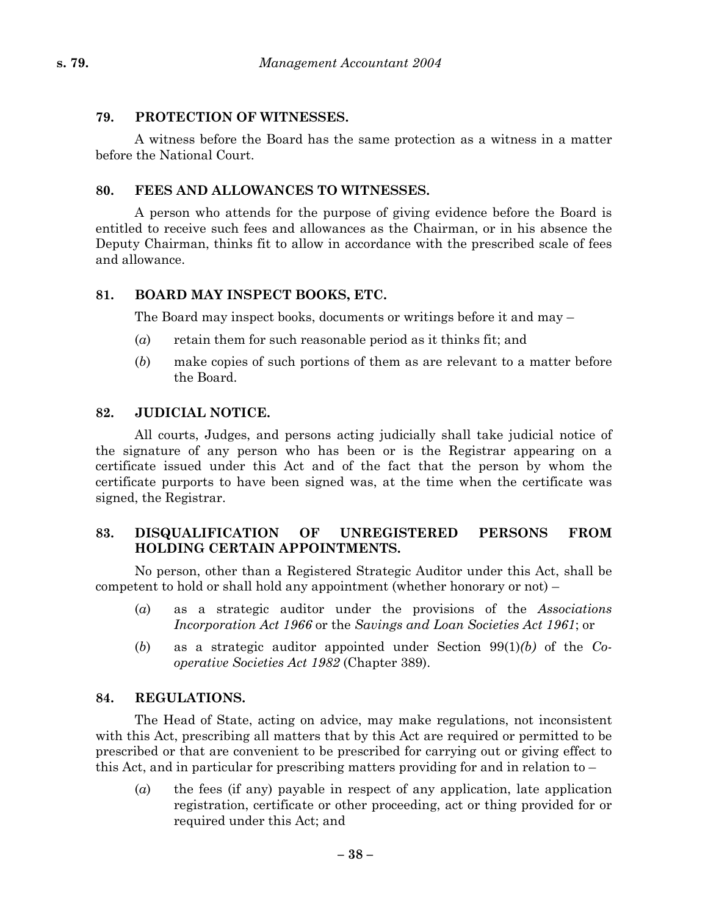### 79. PROTECTION OF WITNESSES.

A witness before the Board has the same protection as a witness in a matter before the National Court.

### 80. FEES AND ALLOWANCES TO WITNESSES.

A person who attends for the purpose of giving evidence before the Board is entitled to receive such fees and allowances as the Chairman, or in his absence the Deputy Chairman, thinks fit to allow in accordance with the prescribed scale of fees and allowance.

### 81. BOARD MAY INSPECT BOOKS, ETC.

The Board may inspect books, documents or writings before it and may –

(*a*) retain them for such reasonable period as it thinks fit; and

(*b*) make copies of such portions of them as are relevant to a matter before the Board.

### 82. JUDICIAL NOTICE.

All courts, Judges, and persons acting judicially shall take judicial notice of the signature of any person who has been or is the Registrar appearing on a certificate issued under this Act and of the fact that the person by whom the certificate purports to have been signed was, at the time when the certificate was signed, the Registrar.

### 83. DISQUALIFICATION OF UNREGISTERED PERSONS FROM HOLDING CERTAIN APPOINTMENTS.

No person, other than a Registered Strategic Auditor under this Act, shall be competent to hold or shall hold any appointment (whether honorary or not) –

(*a*) as a strategic auditor under the provisions of the *Associations Incorporation Act 1966* or the *Savings and Loan Societies Act 1961*; or

(*b*) as a strategic auditor appointed under Section 99(1)*(b)* of the *Co-operative Societies Act 1982* (Chapter 389).

### 84. REGULATIONS.

The Head of State, acting on advice, may make regulations, not inconsistent with this Act, prescribing all matters that by this Act are required or permitted to be prescribed or that are convenient to be prescribed for carrying out or giving effect to this Act, and in particular for prescribing matters providing for and in relation to –

(*a*) the fees (if any) payable in respect of any application, late application registration, certificate or other proceeding, act or thing provided for or required under this Act; and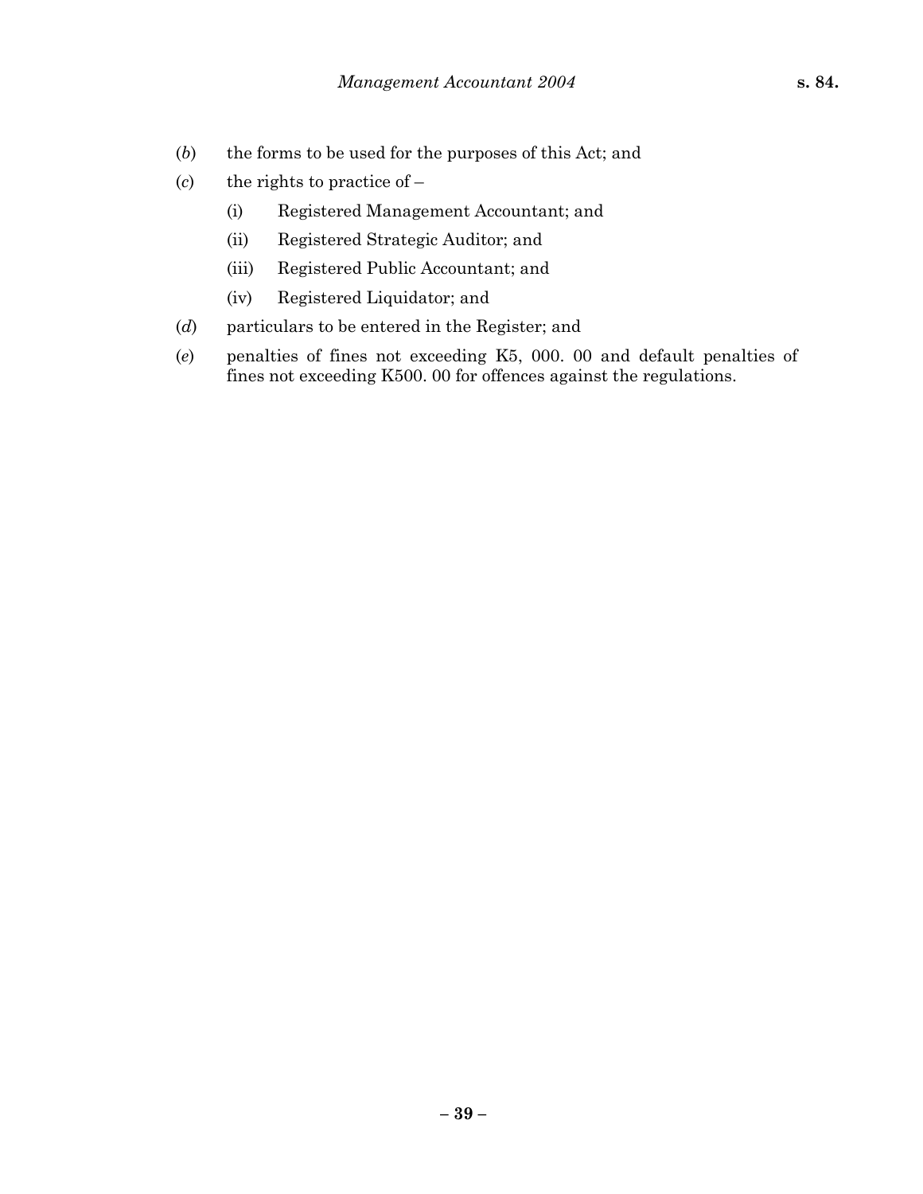(*b*) the forms to be used for the purposes of this Act; and

(*c*) the rights to practice of –

  (i) Registered Management Accountant; and

  (ii) Registered Strategic Auditor; and

  (iii) Registered Public Accountant; and

  (iv) Registered Liquidator; and

(*d*) particulars to be entered in the Register; and

(*e*) penalties of fines not exceeding K5, 000. 00 and default penalties of fines not exceeding K500. 00 for offences against the regulations.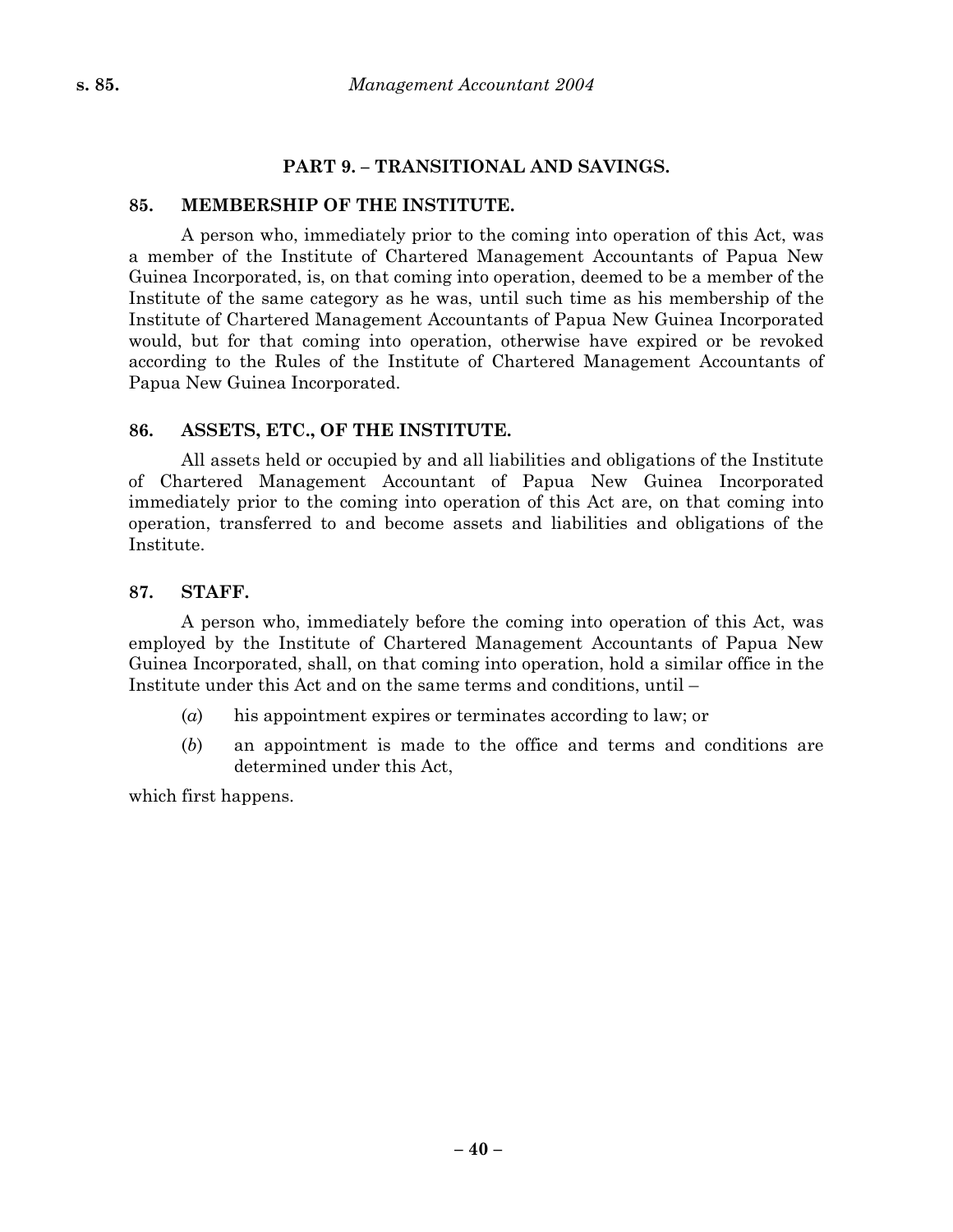## PART 9. – TRANSITIONAL AND SAVINGS.

### 85. MEMBERSHIP OF THE INSTITUTE.

A person who, immediately prior to the coming into operation of this Act, was a member of the Institute of Chartered Management Accountants of Papua New Guinea Incorporated, is, on that coming into operation, deemed to be a member of the Institute of the same category as he was, until such time as his membership of the Institute of Chartered Management Accountants of Papua New Guinea Incorporated would, but for that coming into operation, otherwise have expired or be revoked according to the Rules of the Institute of Chartered Management Accountants of Papua New Guinea Incorporated.

### 86. ASSETS, ETC., OF THE INSTITUTE.

All assets held or occupied by and all liabilities and obligations of the Institute of Chartered Management Accountant of Papua New Guinea Incorporated immediately prior to the coming into operation of this Act are, on that coming into operation, transferred to and become assets and liabilities and obligations of the Institute.

### 87. STAFF.

A person who, immediately before the coming into operation of this Act, was employed by the Institute of Chartered Management Accountants of Papua New Guinea Incorporated, shall, on that coming into operation, hold a similar office in the Institute under this Act and on the same terms and conditions, until –

(*a*) his appointment expires or terminates according to law; or

(*b*) an appointment is made to the office and terms and conditions are determined under this Act,

which first happens.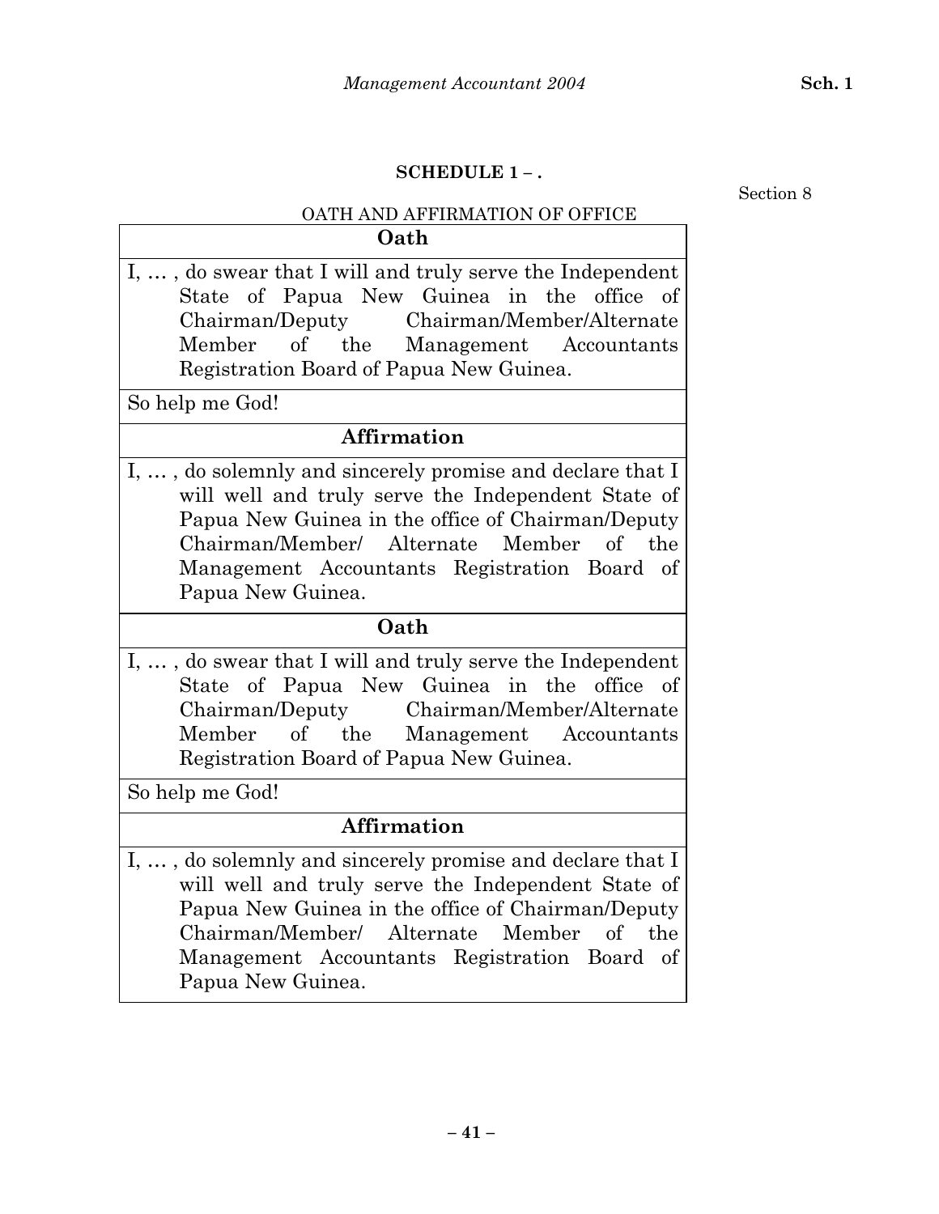## SCHEDULE 1 – .

Section 8

OATH AND AFFIRMATION OF OFFICE

**Oath**

I, … , do swear that I will and truly serve the Independent State of Papua New Guinea in the office of Chairman/Deputy Chairman/Member/Alternate Member of the Management Accountants Registration Board of Papua New Guinea.

So help me God!

**Affirmation**

I, … , do solemnly and sincerely promise and declare that I will well and truly serve the Independent State of Papua New Guinea in the office of Chairman/Deputy Chairman/Member/ Alternate Member of the Management Accountants Registration Board of Papua New Guinea.

**Oath**

I, … , do swear that I will and truly serve the Independent State of Papua New Guinea in the office of Chairman/Deputy Chairman/Member/Alternate Member of the Management Accountants Registration Board of Papua New Guinea.

So help me God!

**Affirmation**

I, … , do solemnly and sincerely promise and declare that I will well and truly serve the Independent State of Papua New Guinea in the office of Chairman/Deputy Chairman/Member/ Alternate Member of the Management Accountants Registration Board of Papua New Guinea.